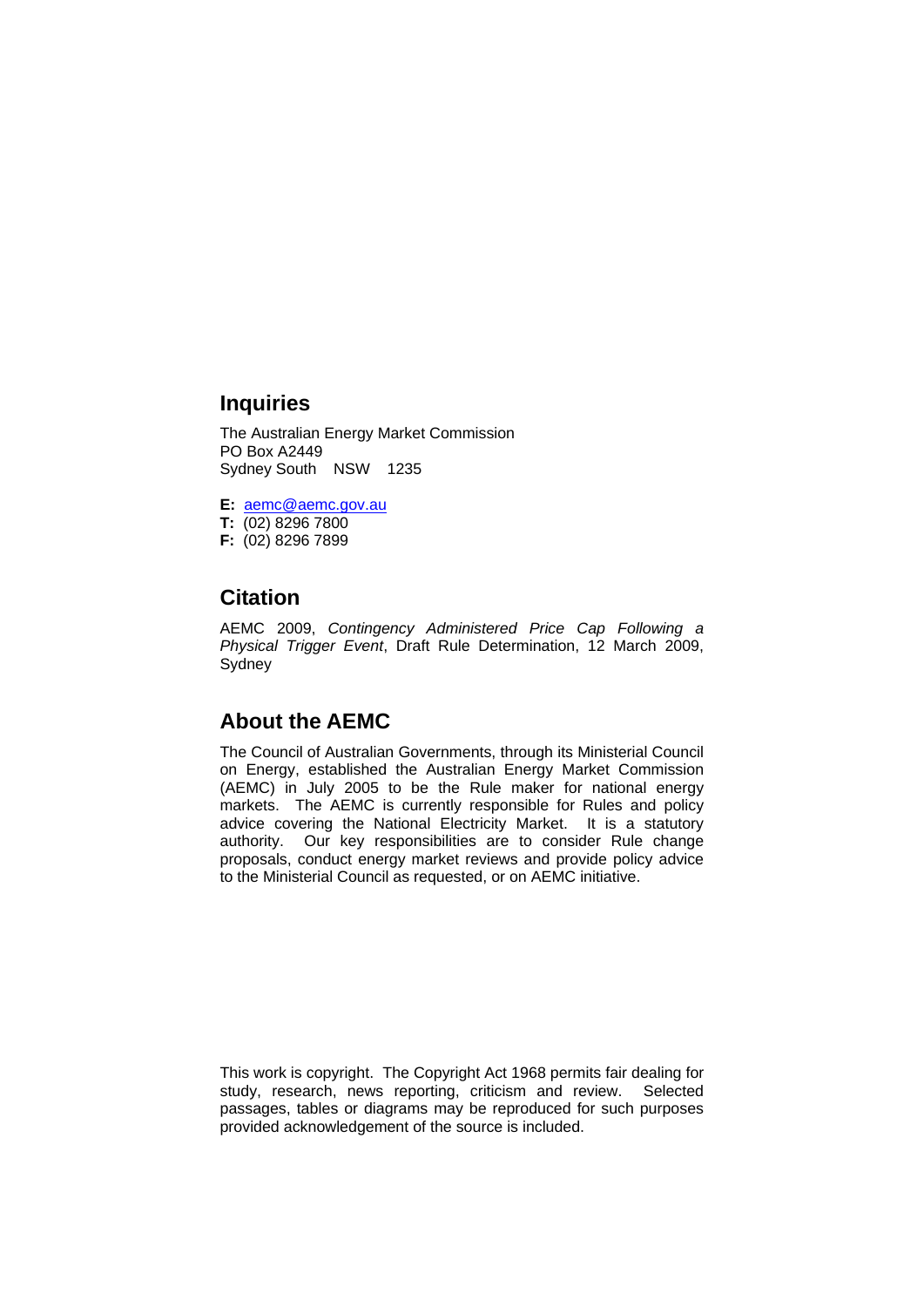## Inquiries

The Australian Energy Market Commission
PO Box A2449
Sydney South NSW 1235

**E:** aemc@aemc.gov.au
**T:** (02) 8296 7800
**F:** (02) 8296 7899

## Citation

AEMC 2009, *Contingency Administered Price Cap Following a Physical Trigger Event*, Draft Rule Determination, 12 March 2009, Sydney

## About the AEMC

The Council of Australian Governments, through its Ministerial Council on Energy, established the Australian Energy Market Commission (AEMC) in July 2005 to be the Rule maker for national energy markets. The AEMC is currently responsible for Rules and policy advice covering the National Electricity Market. It is a statutory authority. Our key responsibilities are to consider Rule change proposals, conduct energy market reviews and provide policy advice to the Ministerial Council as requested, or on AEMC initiative.

This work is copyright. The Copyright Act 1968 permits fair dealing for study, research, news reporting, criticism and review. Selected passages, tables or diagrams may be reproduced for such purposes provided acknowledgement of the source is included.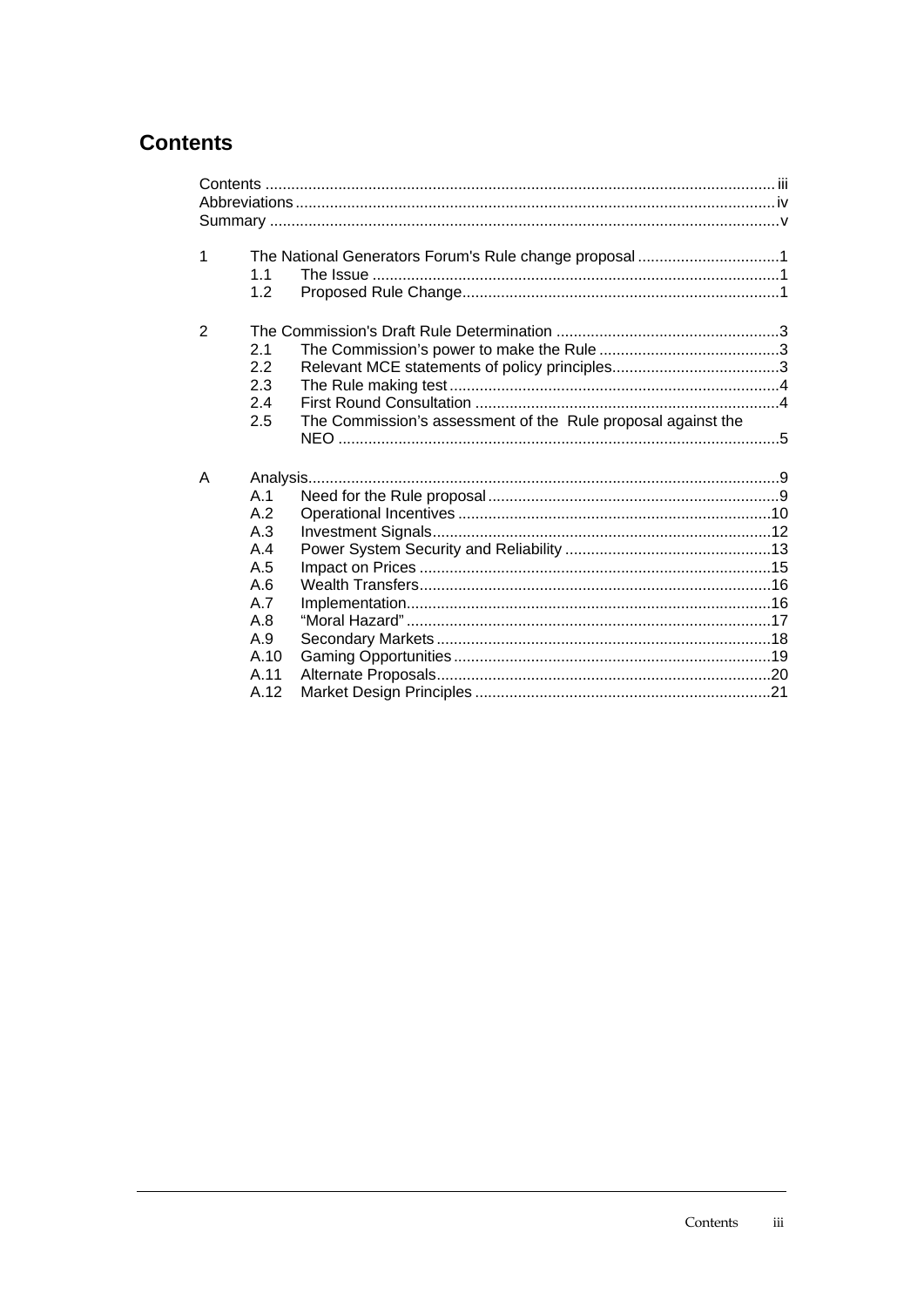# Contents

Contents ..................................................................................................................... iii
Abbreviations ............................................................................................................... iv
Summary ...................................................................................................................... v

1 The National Generators Forum's Rule change proposal ................................. 1
  1.1 The Issue ............................................................................................... 1
  1.2 Proposed Rule Change .......................................................................... 1

2 The Commission's Draft Rule Determination ................................................... 3
  2.1 The Commission's power to make the Rule .......................................... 3
  2.2 Relevant MCE statements of policy principles ....................................... 3
  2.3 The Rule making test ............................................................................. 4
  2.4 First Round Consultation ....................................................................... 4
  2.5 The Commission's assessment of the Rule proposal against the NEO ...................................................................................................... 5

A Analysis ............................................................................................................ 9
  A.1 Need for the Rule proposal .................................................................... 9
  A.2 Operational Incentives ......................................................................... 10
  A.3 Investment Signals ............................................................................... 12
  A.4 Power System Security and Reliability ................................................ 13
  A.5 Impact on Prices .................................................................................. 15
  A.6 Wealth Transfers .................................................................................. 16
  A.7 Implementation ..................................................................................... 16
  A.8 "Moral Hazard" .................................................................................... 17
  A.9 Secondary Markets .............................................................................. 18
  A.10 Gaming Opportunities ......................................................................... 19
  A.11 Alternate Proposals ............................................................................. 20
  A.12 Market Design Principles .................................................................... 21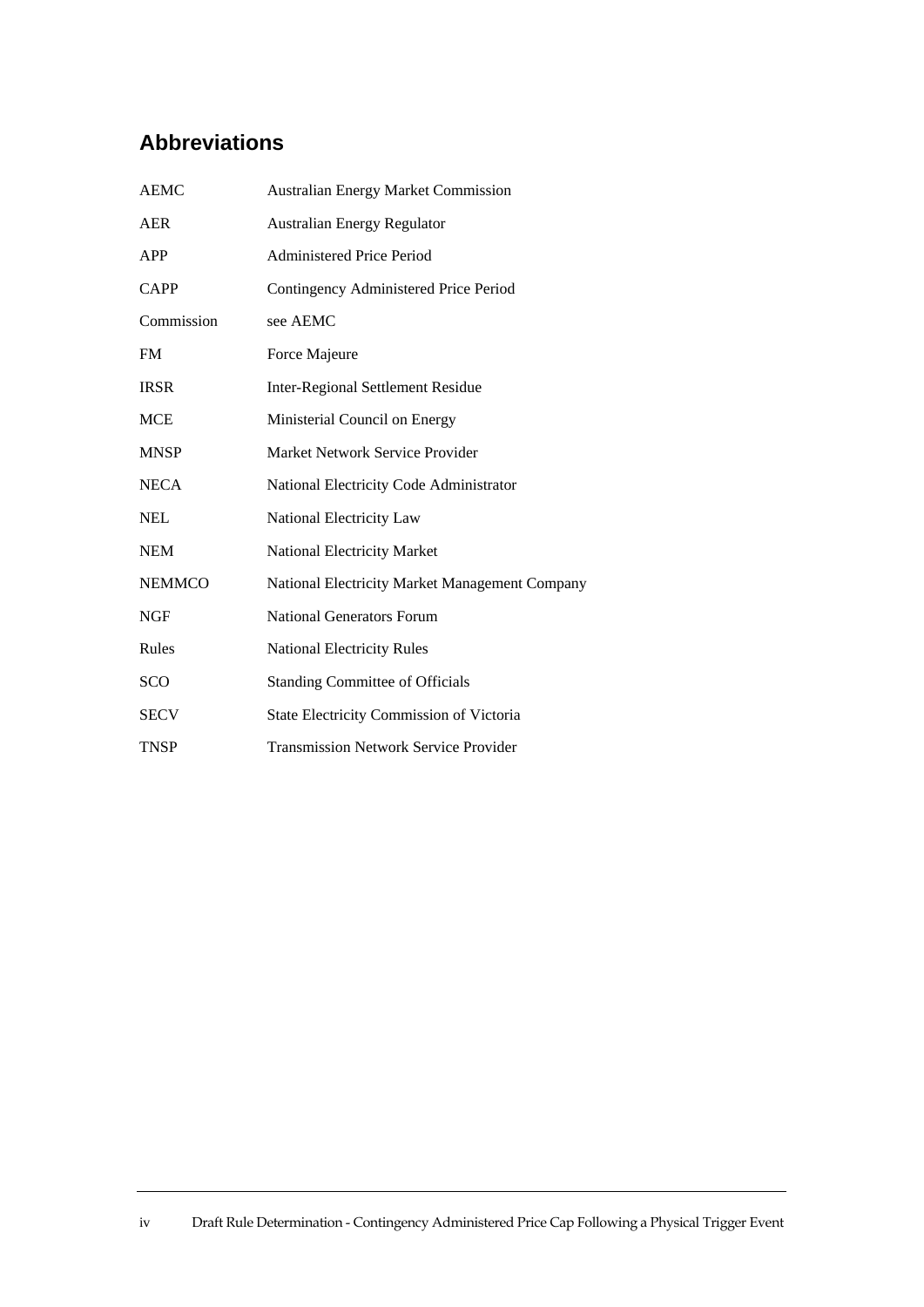## Abbreviations

| | |
|---|---|
| AEMC | Australian Energy Market Commission |
| AER | Australian Energy Regulator |
| APP | Administered Price Period |
| CAPP | Contingency Administered Price Period |
| Commission | see AEMC |
| FM | Force Majeure |
| IRSR | Inter-Regional Settlement Residue |
| MCE | Ministerial Council on Energy |
| MNSP | Market Network Service Provider |
| NECA | National Electricity Code Administrator |
| NEL | National Electricity Law |
| NEM | National Electricity Market |
| NEMMCO | National Electricity Market Management Company |
| NGF | National Generators Forum |
| Rules | National Electricity Rules |
| SCO | Standing Committee of Officials |
| SECV | State Electricity Commission of Victoria |
| TNSP | Transmission Network Service Provider |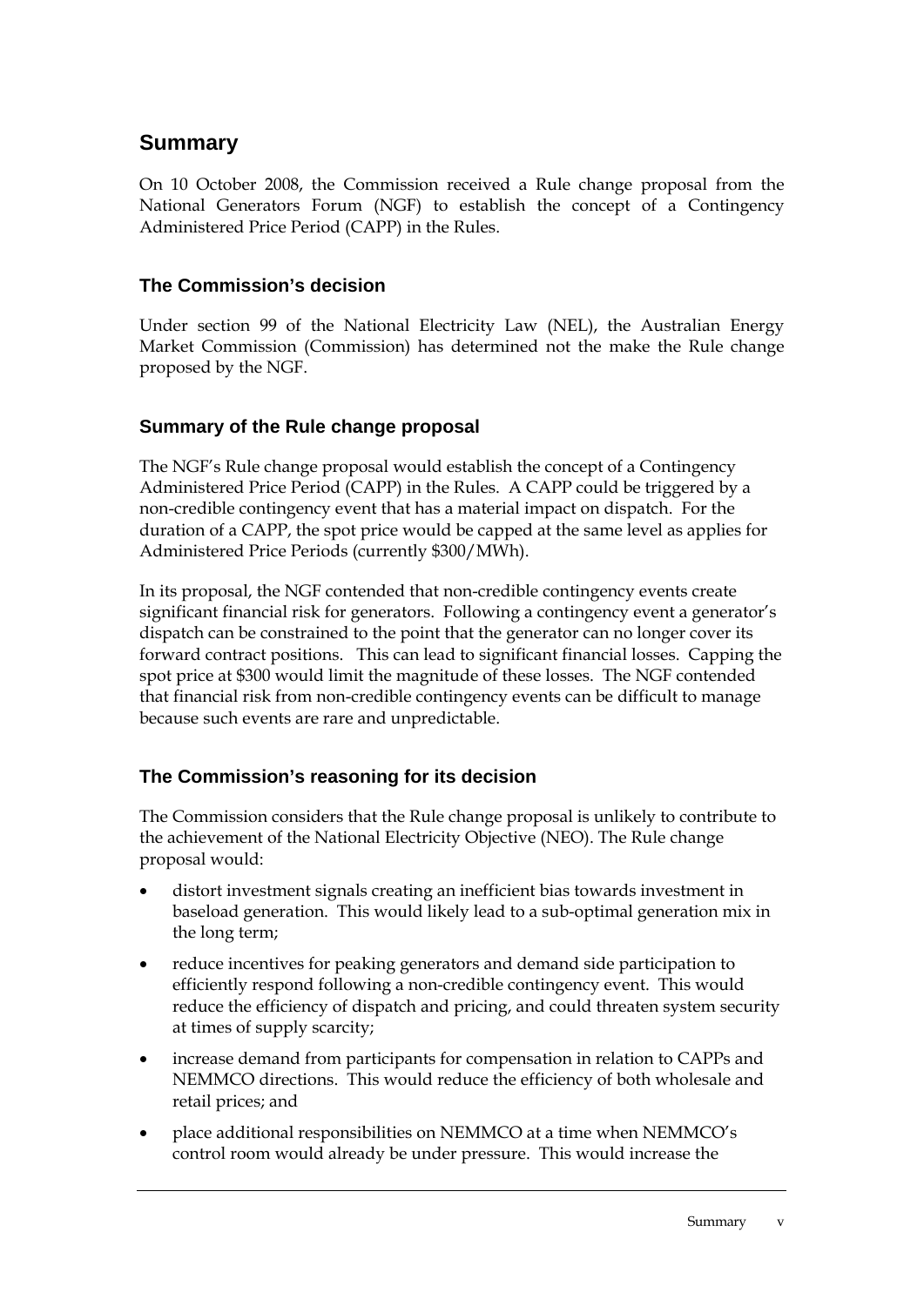## Summary

On 10 October 2008, the Commission received a Rule change proposal from the National Generators Forum (NGF) to establish the concept of a Contingency Administered Price Period (CAPP) in the Rules.

### The Commission's decision

Under section 99 of the National Electricity Law (NEL), the Australian Energy Market Commission (Commission) has determined not the make the Rule change proposed by the NGF.

### Summary of the Rule change proposal

The NGF's Rule change proposal would establish the concept of a Contingency Administered Price Period (CAPP) in the Rules. A CAPP could be triggered by a non-credible contingency event that has a material impact on dispatch. For the duration of a CAPP, the spot price would be capped at the same level as applies for Administered Price Periods (currently $300/MWh).

In its proposal, the NGF contended that non-credible contingency events create significant financial risk for generators. Following a contingency event a generator's dispatch can be constrained to the point that the generator can no longer cover its forward contract positions. This can lead to significant financial losses. Capping the spot price at $300 would limit the magnitude of these losses. The NGF contended that financial risk from non-credible contingency events can be difficult to manage because such events are rare and unpredictable.

### The Commission's reasoning for its decision

The Commission considers that the Rule change proposal is unlikely to contribute to the achievement of the National Electricity Objective (NEO). The Rule change proposal would:

- distort investment signals creating an inefficient bias towards investment in baseload generation. This would likely lead to a sub-optimal generation mix in the long term;
- reduce incentives for peaking generators and demand side participation to efficiently respond following a non-credible contingency event. This would reduce the efficiency of dispatch and pricing, and could threaten system security at times of supply scarcity;
- increase demand from participants for compensation in relation to CAPPs and NEMMCO directions. This would reduce the efficiency of both wholesale and retail prices; and
- place additional responsibilities on NEMMCO at a time when NEMMCO's control room would already be under pressure. This would increase the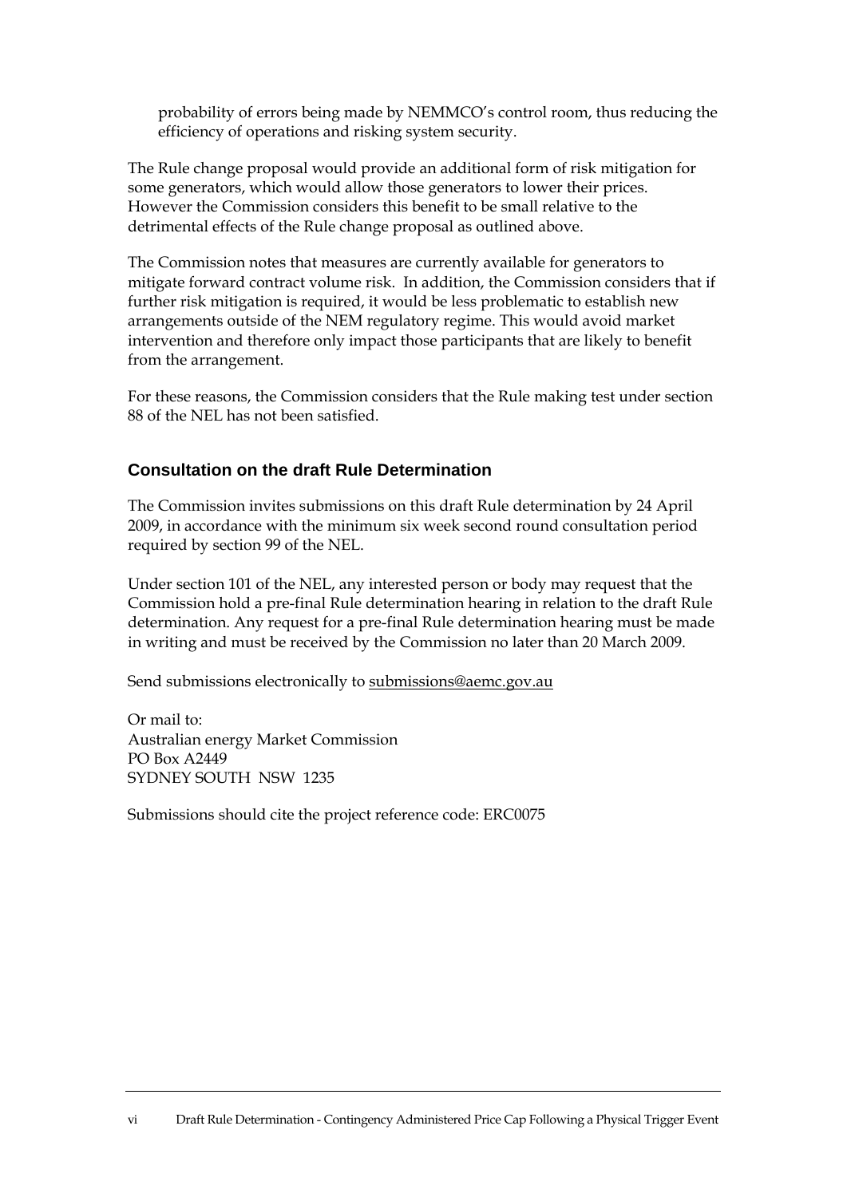probability of errors being made by NEMMCO's control room, thus reducing the efficiency of operations and risking system security.

The Rule change proposal would provide an additional form of risk mitigation for some generators, which would allow those generators to lower their prices. However the Commission considers this benefit to be small relative to the detrimental effects of the Rule change proposal as outlined above.

The Commission notes that measures are currently available for generators to mitigate forward contract volume risk. In addition, the Commission considers that if further risk mitigation is required, it would be less problematic to establish new arrangements outside of the NEM regulatory regime. This would avoid market intervention and therefore only impact those participants that are likely to benefit from the arrangement.

For these reasons, the Commission considers that the Rule making test under section 88 of the NEL has not been satisfied.

### Consultation on the draft Rule Determination

The Commission invites submissions on this draft Rule determination by 24 April 2009, in accordance with the minimum six week second round consultation period required by section 99 of the NEL.

Under section 101 of the NEL, any interested person or body may request that the Commission hold a pre-final Rule determination hearing in relation to the draft Rule determination. Any request for a pre-final Rule determination hearing must be made in writing and must be received by the Commission no later than 20 March 2009.

Send submissions electronically to submissions@aemc.gov.au

Or mail to:
Australian energy Market Commission
PO Box A2449
SYDNEY SOUTH NSW 1235

Submissions should cite the project reference code: ERC0075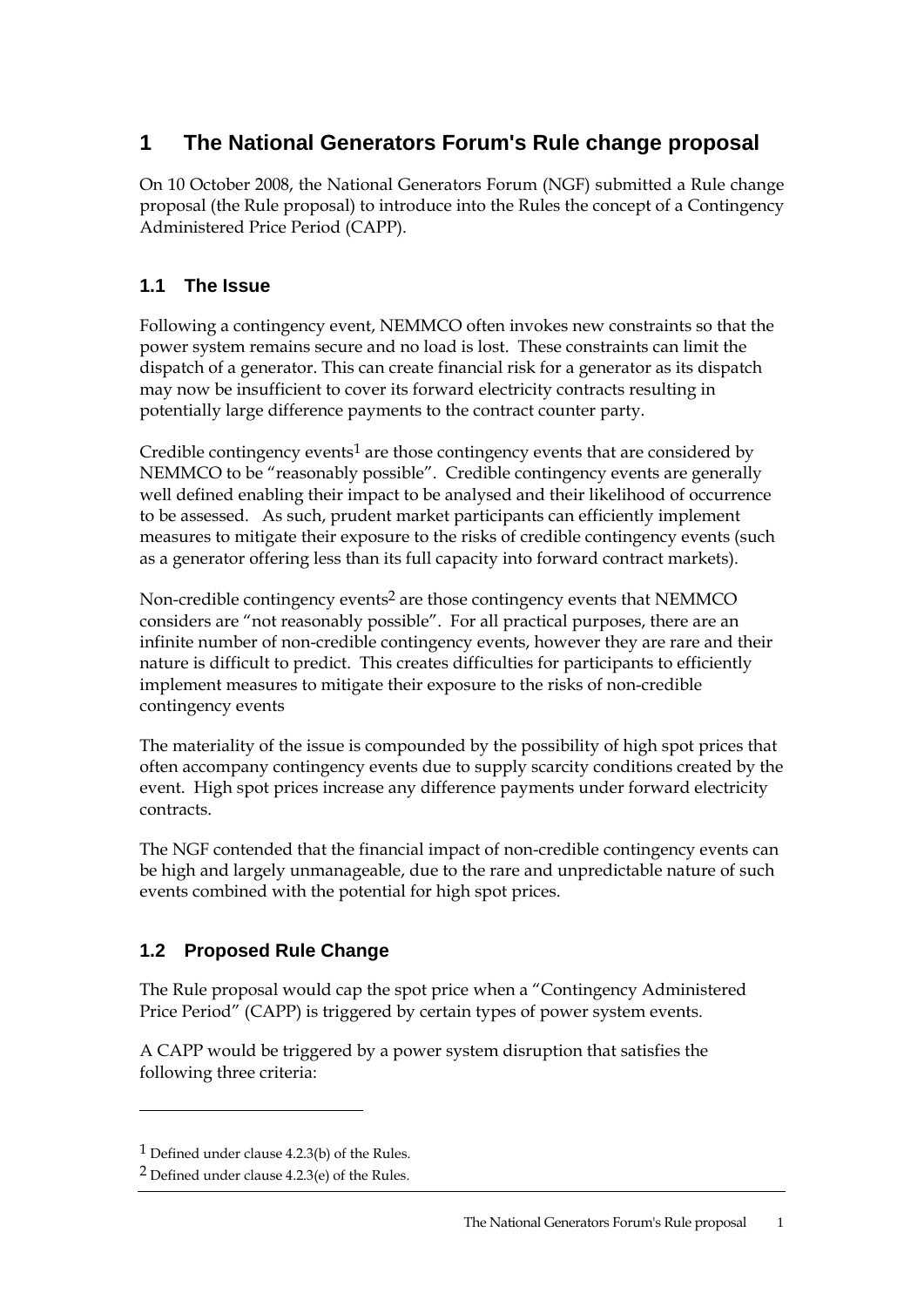# 1 The National Generators Forum's Rule change proposal

On 10 October 2008, the National Generators Forum (NGF) submitted a Rule change proposal (the Rule proposal) to introduce into the Rules the concept of a Contingency Administered Price Period (CAPP).

## 1.1 The Issue

Following a contingency event, NEMMCO often invokes new constraints so that the power system remains secure and no load is lost. These constraints can limit the dispatch of a generator. This can create financial risk for a generator as its dispatch may now be insufficient to cover its forward electricity contracts resulting in potentially large difference payments to the contract counter party.

Credible contingency events[1] are those contingency events that are considered by NEMMCO to be "reasonably possible". Credible contingency events are generally well defined enabling their impact to be analysed and their likelihood of occurrence to be assessed. As such, prudent market participants can efficiently implement measures to mitigate their exposure to the risks of credible contingency events (such as a generator offering less than its full capacity into forward contract markets).

Non-credible contingency events[2] are those contingency events that NEMMCO considers are "not reasonably possible". For all practical purposes, there are an infinite number of non-credible contingency events, however they are rare and their nature is difficult to predict. This creates difficulties for participants to efficiently implement measures to mitigate their exposure to the risks of non-credible contingency events

The materiality of the issue is compounded by the possibility of high spot prices that often accompany contingency events due to supply scarcity conditions created by the event. High spot prices increase any difference payments under forward electricity contracts.

The NGF contended that the financial impact of non-credible contingency events can be high and largely unmanageable, due to the rare and unpredictable nature of such events combined with the potential for high spot prices.

## 1.2 Proposed Rule Change

The Rule proposal would cap the spot price when a "Contingency Administered Price Period" (CAPP) is triggered by certain types of power system events.

A CAPP would be triggered by a power system disruption that satisfies the following three criteria:

---

[1] Defined under clause 4.2.3(b) of the Rules.

[2] Defined under clause 4.2.3(e) of the Rules.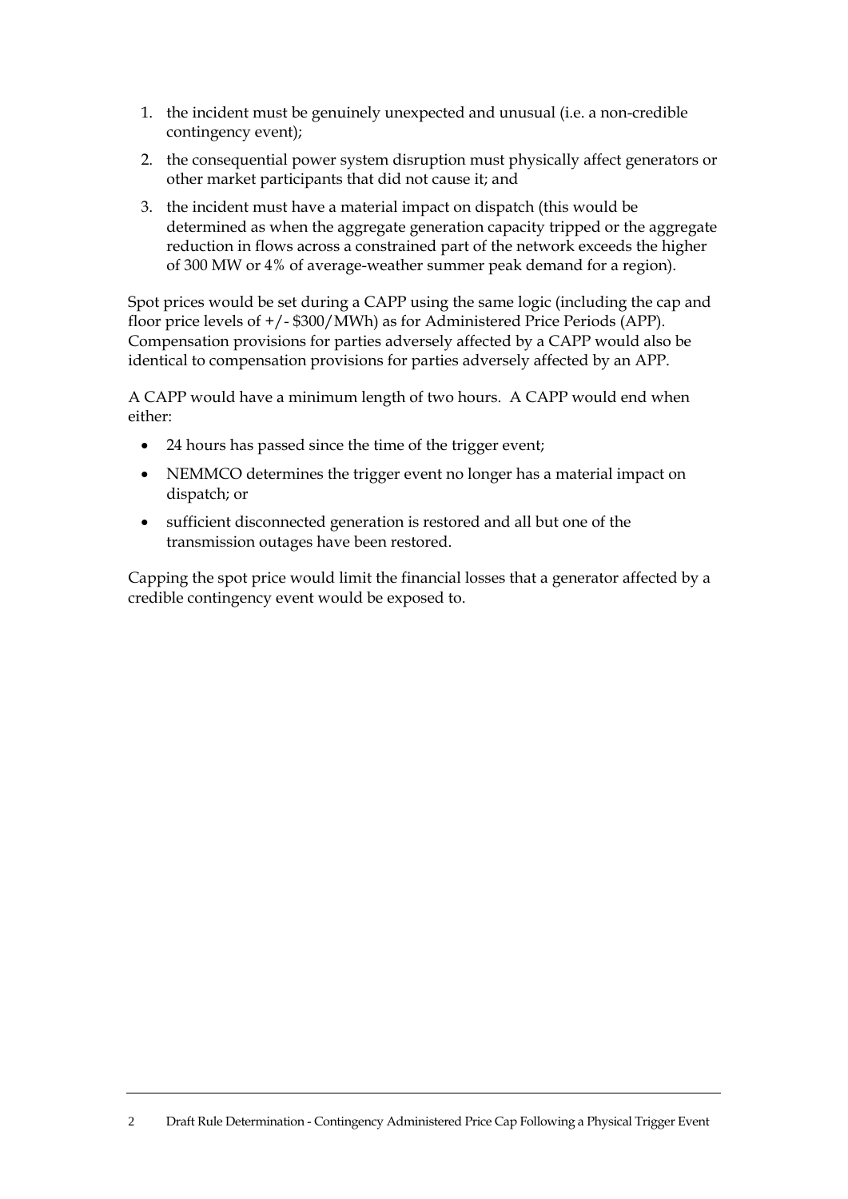1. the incident must be genuinely unexpected and unusual (i.e. a non-credible contingency event);
2. the consequential power system disruption must physically affect generators or other market participants that did not cause it; and
3. the incident must have a material impact on dispatch (this would be determined as when the aggregate generation capacity tripped or the aggregate reduction in flows across a constrained part of the network exceeds the higher of 300 MW or 4% of average-weather summer peak demand for a region).

Spot prices would be set during a CAPP using the same logic (including the cap and floor price levels of +/- $300/MWh) as for Administered Price Periods (APP). Compensation provisions for parties adversely affected by a CAPP would also be identical to compensation provisions for parties adversely affected by an APP.

A CAPP would have a minimum length of two hours. A CAPP would end when either:

- 24 hours has passed since the time of the trigger event;
- NEMMCO determines the trigger event no longer has a material impact on dispatch; or
- sufficient disconnected generation is restored and all but one of the transmission outages have been restored.

Capping the spot price would limit the financial losses that a generator affected by a credible contingency event would be exposed to.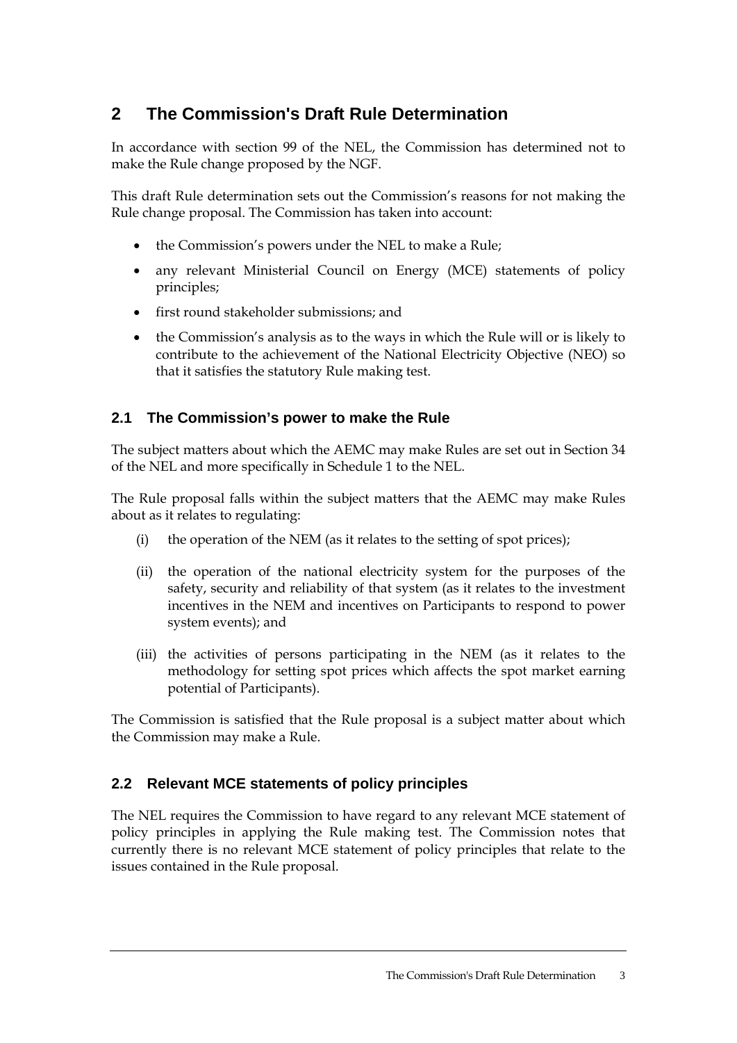# 2 The Commission's Draft Rule Determination

In accordance with section 99 of the NEL, the Commission has determined not to make the Rule change proposed by the NGF.

This draft Rule determination sets out the Commission's reasons for not making the Rule change proposal. The Commission has taken into account:

- the Commission's powers under the NEL to make a Rule;
- any relevant Ministerial Council on Energy (MCE) statements of policy principles;
- first round stakeholder submissions; and
- the Commission's analysis as to the ways in which the Rule will or is likely to contribute to the achievement of the National Electricity Objective (NEO) so that it satisfies the statutory Rule making test.

## 2.1 The Commission's power to make the Rule

The subject matters about which the AEMC may make Rules are set out in Section 34 of the NEL and more specifically in Schedule 1 to the NEL.

The Rule proposal falls within the subject matters that the AEMC may make Rules about as it relates to regulating:

(i) the operation of the NEM (as it relates to the setting of spot prices);

(ii) the operation of the national electricity system for the purposes of the safety, security and reliability of that system (as it relates to the investment incentives in the NEM and incentives on Participants to respond to power system events); and

(iii) the activities of persons participating in the NEM (as it relates to the methodology for setting spot prices which affects the spot market earning potential of Participants).

The Commission is satisfied that the Rule proposal is a subject matter about which the Commission may make a Rule.

## 2.2 Relevant MCE statements of policy principles

The NEL requires the Commission to have regard to any relevant MCE statement of policy principles in applying the Rule making test. The Commission notes that currently there is no relevant MCE statement of policy principles that relate to the issues contained in the Rule proposal.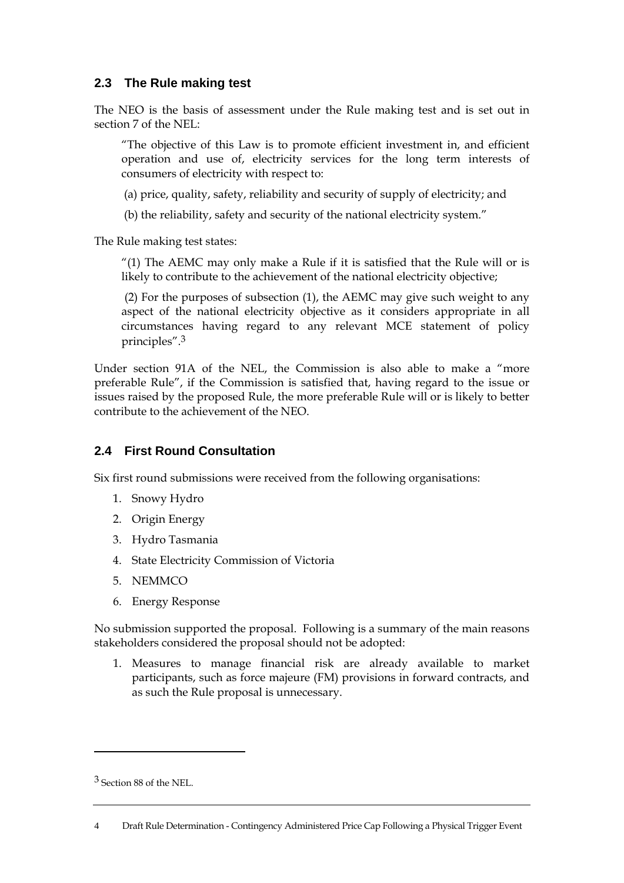## 2.3 The Rule making test

The NEO is the basis of assessment under the Rule making test and is set out in section 7 of the NEL:

> "The objective of this Law is to promote efficient investment in, and efficient operation and use of, electricity services for the long term interests of consumers of electricity with respect to:
>
> (a) price, quality, safety, reliability and security of supply of electricity; and
>
> (b) the reliability, safety and security of the national electricity system."

The Rule making test states:

> "(1) The AEMC may only make a Rule if it is satisfied that the Rule will or is likely to contribute to the achievement of the national electricity objective;
>
> (2) For the purposes of subsection (1), the AEMC may give such weight to any aspect of the national electricity objective as it considers appropriate in all circumstances having regard to any relevant MCE statement of policy principles".[3]

Under section 91A of the NEL, the Commission is also able to make a "more preferable Rule", if the Commission is satisfied that, having regard to the issue or issues raised by the proposed Rule, the more preferable Rule will or is likely to better contribute to the achievement of the NEO.

## 2.4 First Round Consultation

Six first round submissions were received from the following organisations:

1. Snowy Hydro
2. Origin Energy
3. Hydro Tasmania
4. State Electricity Commission of Victoria
5. NEMMCO
6. Energy Response

No submission supported the proposal. Following is a summary of the main reasons stakeholders considered the proposal should not be adopted:

1. Measures to manage financial risk are already available to market participants, such as force majeure (FM) provisions in forward contracts, and as such the Rule proposal is unnecessary.

---

[3] Section 88 of the NEL.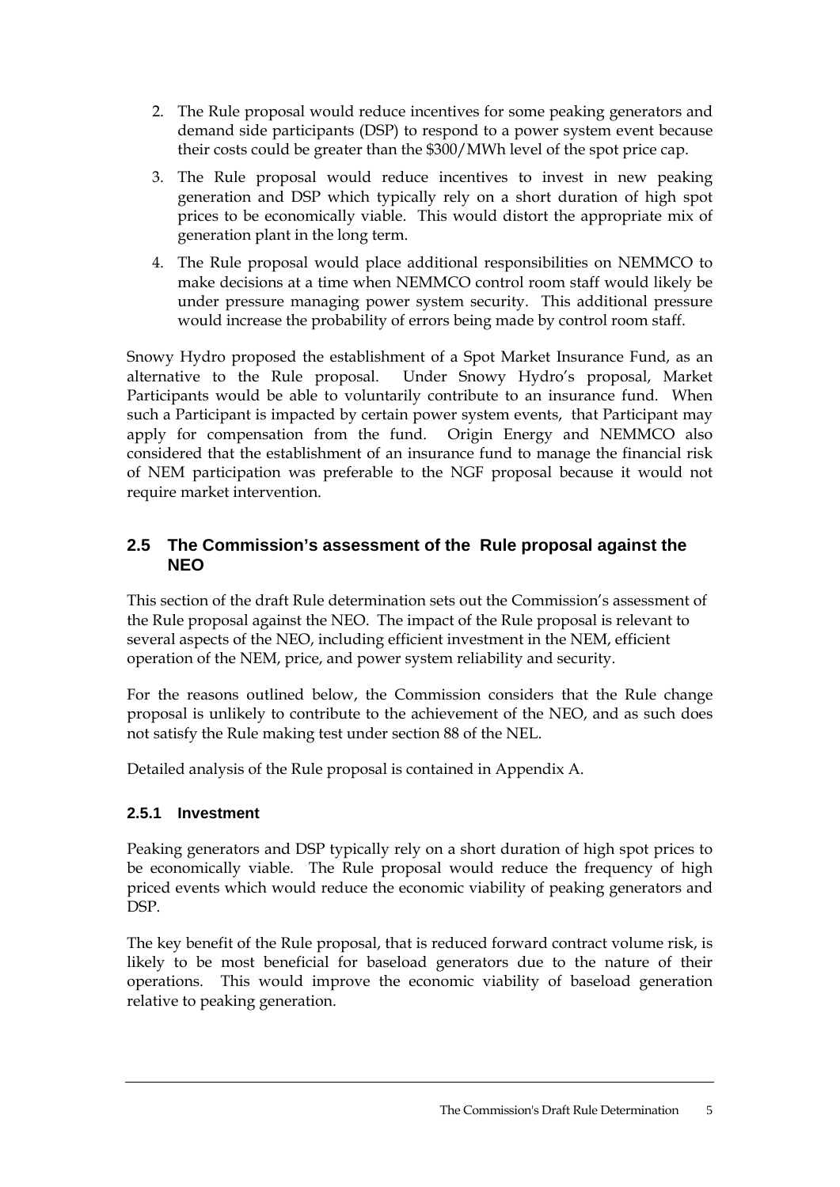2. The Rule proposal would reduce incentives for some peaking generators and demand side participants (DSP) to respond to a power system event because their costs could be greater than the $300/MWh level of the spot price cap.

3. The Rule proposal would reduce incentives to invest in new peaking generation and DSP which typically rely on a short duration of high spot prices to be economically viable. This would distort the appropriate mix of generation plant in the long term.

4. The Rule proposal would place additional responsibilities on NEMMCO to make decisions at a time when NEMMCO control room staff would likely be under pressure managing power system security. This additional pressure would increase the probability of errors being made by control room staff.

Snowy Hydro proposed the establishment of a Spot Market Insurance Fund, as an alternative to the Rule proposal. Under Snowy Hydro's proposal, Market Participants would be able to voluntarily contribute to an insurance fund. When such a Participant is impacted by certain power system events, that Participant may apply for compensation from the fund. Origin Energy and NEMMCO also considered that the establishment of an insurance fund to manage the financial risk of NEM participation was preferable to the NGF proposal because it would not require market intervention.

## 2.5 The Commission's assessment of the Rule proposal against the NEO

This section of the draft Rule determination sets out the Commission's assessment of the Rule proposal against the NEO. The impact of the Rule proposal is relevant to several aspects of the NEO, including efficient investment in the NEM, efficient operation of the NEM, price, and power system reliability and security.

For the reasons outlined below, the Commission considers that the Rule change proposal is unlikely to contribute to the achievement of the NEO, and as such does not satisfy the Rule making test under section 88 of the NEL.

Detailed analysis of the Rule proposal is contained in Appendix A.

### 2.5.1 Investment

Peaking generators and DSP typically rely on a short duration of high spot prices to be economically viable. The Rule proposal would reduce the frequency of high priced events which would reduce the economic viability of peaking generators and DSP.

The key benefit of the Rule proposal, that is reduced forward contract volume risk, is likely to be most beneficial for baseload generators due to the nature of their operations. This would improve the economic viability of baseload generation relative to peaking generation.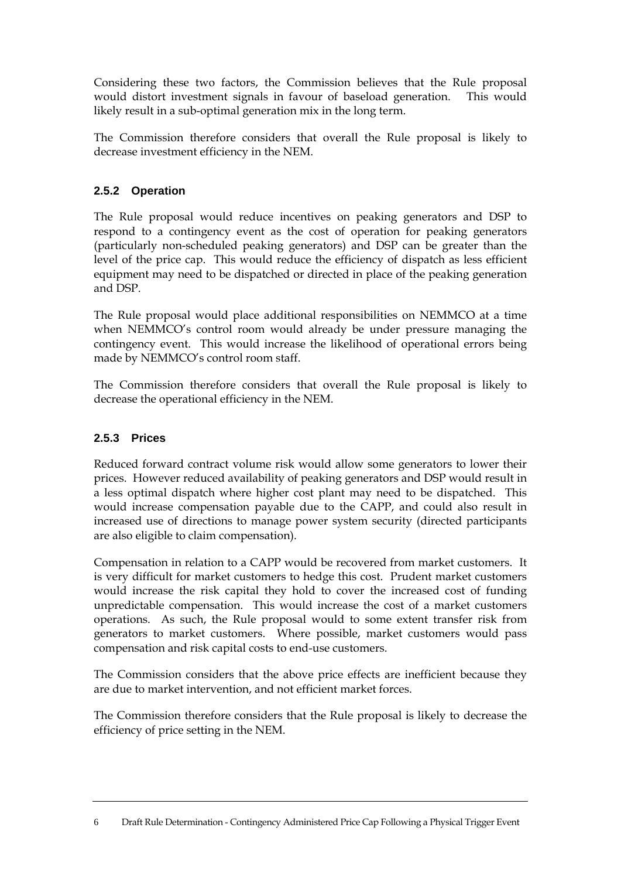Considering these two factors, the Commission believes that the Rule proposal would distort investment signals in favour of baseload generation. This would likely result in a sub-optimal generation mix in the long term.

The Commission therefore considers that overall the Rule proposal is likely to decrease investment efficiency in the NEM.

### 2.5.2 Operation

The Rule proposal would reduce incentives on peaking generators and DSP to respond to a contingency event as the cost of operation for peaking generators (particularly non-scheduled peaking generators) and DSP can be greater than the level of the price cap. This would reduce the efficiency of dispatch as less efficient equipment may need to be dispatched or directed in place of the peaking generation and DSP.

The Rule proposal would place additional responsibilities on NEMMCO at a time when NEMMCO's control room would already be under pressure managing the contingency event. This would increase the likelihood of operational errors being made by NEMMCO's control room staff.

The Commission therefore considers that overall the Rule proposal is likely to decrease the operational efficiency in the NEM.

### 2.5.3 Prices

Reduced forward contract volume risk would allow some generators to lower their prices. However reduced availability of peaking generators and DSP would result in a less optimal dispatch where higher cost plant may need to be dispatched. This would increase compensation payable due to the CAPP, and could also result in increased use of directions to manage power system security (directed participants are also eligible to claim compensation).

Compensation in relation to a CAPP would be recovered from market customers. It is very difficult for market customers to hedge this cost. Prudent market customers would increase the risk capital they hold to cover the increased cost of funding unpredictable compensation. This would increase the cost of a market customers operations. As such, the Rule proposal would to some extent transfer risk from generators to market customers. Where possible, market customers would pass compensation and risk capital costs to end-use customers.

The Commission considers that the above price effects are inefficient because they are due to market intervention, and not efficient market forces.

The Commission therefore considers that the Rule proposal is likely to decrease the efficiency of price setting in the NEM.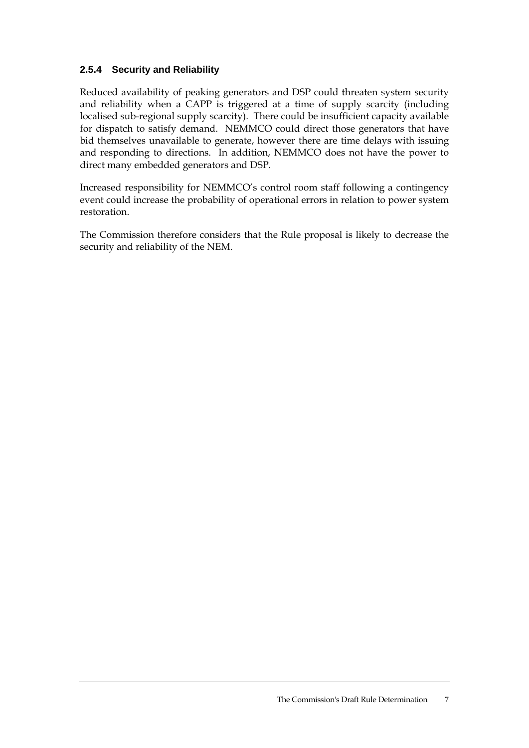### 2.5.4 Security and Reliability

Reduced availability of peaking generators and DSP could threaten system security and reliability when a CAPP is triggered at a time of supply scarcity (including localised sub-regional supply scarcity). There could be insufficient capacity available for dispatch to satisfy demand. NEMMCO could direct those generators that have bid themselves unavailable to generate, however there are time delays with issuing and responding to directions. In addition, NEMMCO does not have the power to direct many embedded generators and DSP.

Increased responsibility for NEMMCO's control room staff following a contingency event could increase the probability of operational errors in relation to power system restoration.

The Commission therefore considers that the Rule proposal is likely to decrease the security and reliability of the NEM.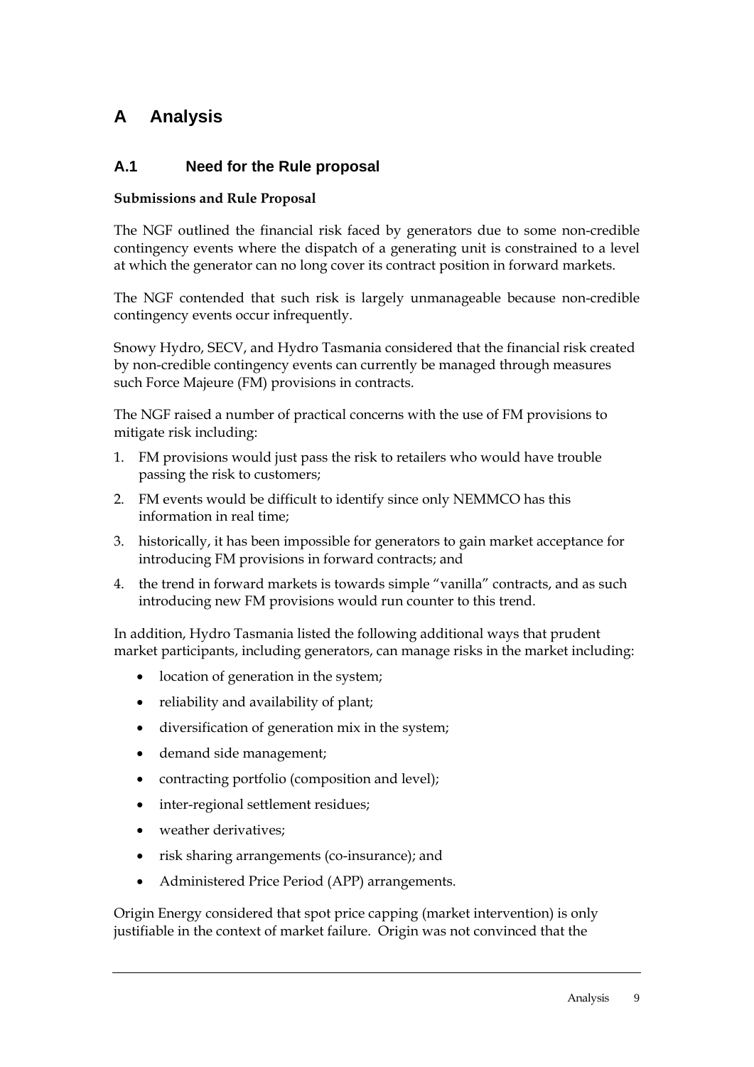# A Analysis

## A.1 Need for the Rule proposal

**Submissions and Rule Proposal**

The NGF outlined the financial risk faced by generators due to some non-credible contingency events where the dispatch of a generating unit is constrained to a level at which the generator can no long cover its contract position in forward markets.

The NGF contended that such risk is largely unmanageable because non-credible contingency events occur infrequently.

Snowy Hydro, SECV, and Hydro Tasmania considered that the financial risk created by non-credible contingency events can currently be managed through measures such Force Majeure (FM) provisions in contracts.

The NGF raised a number of practical concerns with the use of FM provisions to mitigate risk including:

1. FM provisions would just pass the risk to retailers who would have trouble passing the risk to customers;
2. FM events would be difficult to identify since only NEMMCO has this information in real time;
3. historically, it has been impossible for generators to gain market acceptance for introducing FM provisions in forward contracts; and
4. the trend in forward markets is towards simple "vanilla" contracts, and as such introducing new FM provisions would run counter to this trend.

In addition, Hydro Tasmania listed the following additional ways that prudent market participants, including generators, can manage risks in the market including:

- location of generation in the system;
- reliability and availability of plant;
- diversification of generation mix in the system;
- demand side management;
- contracting portfolio (composition and level);
- inter-regional settlement residues;
- weather derivatives;
- risk sharing arrangements (co-insurance); and
- Administered Price Period (APP) arrangements.

Origin Energy considered that spot price capping (market intervention) is only justifiable in the context of market failure. Origin was not convinced that the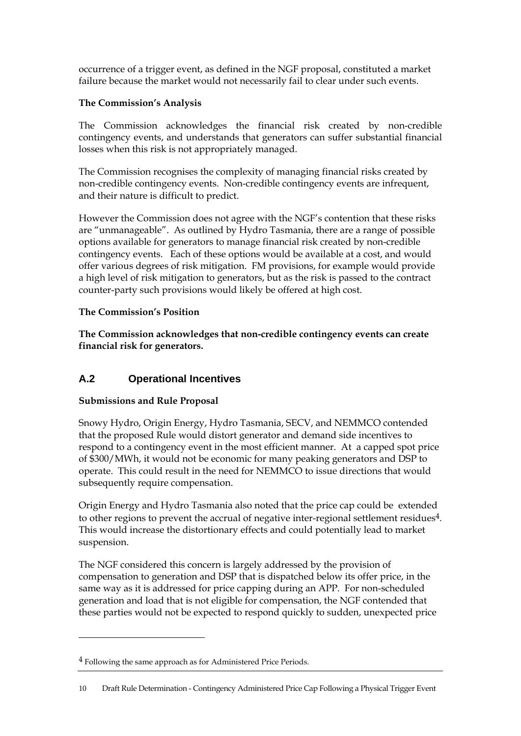occurrence of a trigger event, as defined in the NGF proposal, constituted a market failure because the market would not necessarily fail to clear under such events.

**The Commission's Analysis**

The Commission acknowledges the financial risk created by non-credible contingency events, and understands that generators can suffer substantial financial losses when this risk is not appropriately managed.

The Commission recognises the complexity of managing financial risks created by non-credible contingency events. Non-credible contingency events are infrequent, and their nature is difficult to predict.

However the Commission does not agree with the NGF's contention that these risks are "unmanageable". As outlined by Hydro Tasmania, there are a range of possible options available for generators to manage financial risk created by non-credible contingency events. Each of these options would be available at a cost, and would offer various degrees of risk mitigation. FM provisions, for example would provide a high level of risk mitigation to generators, but as the risk is passed to the contract counter-party such provisions would likely be offered at high cost.

**The Commission's Position**

**The Commission acknowledges that non-credible contingency events can create financial risk for generators.**

## A.2 Operational Incentives

**Submissions and Rule Proposal**

Snowy Hydro, Origin Energy, Hydro Tasmania, SECV, and NEMMCO contended that the proposed Rule would distort generator and demand side incentives to respond to a contingency event in the most efficient manner. At a capped spot price of $300/MWh, it would not be economic for many peaking generators and DSP to operate. This could result in the need for NEMMCO to issue directions that would subsequently require compensation.

Origin Energy and Hydro Tasmania also noted that the price cap could be extended to other regions to prevent the accrual of negative inter-regional settlement residues[4]. This would increase the distortionary effects and could potentially lead to market suspension.

The NGF considered this concern is largely addressed by the provision of compensation to generation and DSP that is dispatched below its offer price, in the same way as it is addressed for price capping during an APP. For non-scheduled generation and load that is not eligible for compensation, the NGF contended that these parties would not be expected to respond quickly to sudden, unexpected price

[4] Following the same approach as for Administered Price Periods.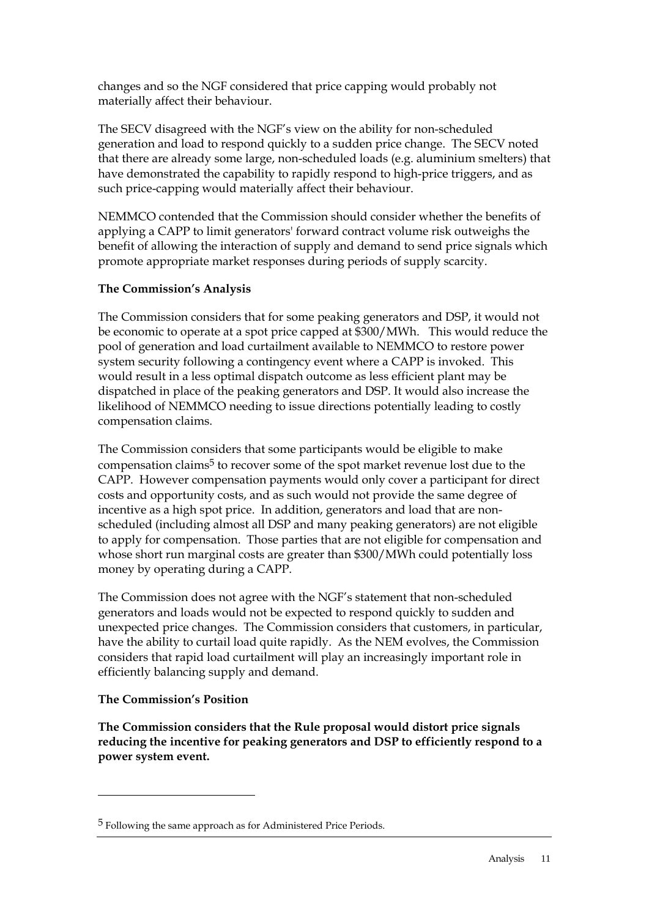changes and so the NGF considered that price capping would probably not materially affect their behaviour.

The SECV disagreed with the NGF's view on the ability for non-scheduled generation and load to respond quickly to a sudden price change. The SECV noted that there are already some large, non-scheduled loads (e.g. aluminium smelters) that have demonstrated the capability to rapidly respond to high-price triggers, and as such price-capping would materially affect their behaviour.

NEMMCO contended that the Commission should consider whether the benefits of applying a CAPP to limit generators' forward contract volume risk outweighs the benefit of allowing the interaction of supply and demand to send price signals which promote appropriate market responses during periods of supply scarcity.

**The Commission's Analysis**

The Commission considers that for some peaking generators and DSP, it would not be economic to operate at a spot price capped at $300/MWh. This would reduce the pool of generation and load curtailment available to NEMMCO to restore power system security following a contingency event where a CAPP is invoked. This would result in a less optimal dispatch outcome as less efficient plant may be dispatched in place of the peaking generators and DSP. It would also increase the likelihood of NEMMCO needing to issue directions potentially leading to costly compensation claims.

The Commission considers that some participants would be eligible to make compensation claims[5] to recover some of the spot market revenue lost due to the CAPP. However compensation payments would only cover a participant for direct costs and opportunity costs, and as such would not provide the same degree of incentive as a high spot price. In addition, generators and load that are non-scheduled (including almost all DSP and many peaking generators) are not eligible to apply for compensation. Those parties that are not eligible for compensation and whose short run marginal costs are greater than $300/MWh could potentially loss money by operating during a CAPP.

The Commission does not agree with the NGF's statement that non-scheduled generators and loads would not be expected to respond quickly to sudden and unexpected price changes. The Commission considers that customers, in particular, have the ability to curtail load quite rapidly. As the NEM evolves, the Commission considers that rapid load curtailment will play an increasingly important role in efficiently balancing supply and demand.

**The Commission's Position**

**The Commission considers that the Rule proposal would distort price signals reducing the incentive for peaking generators and DSP to efficiently respond to a power system event.**

---

[5] Following the same approach as for Administered Price Periods.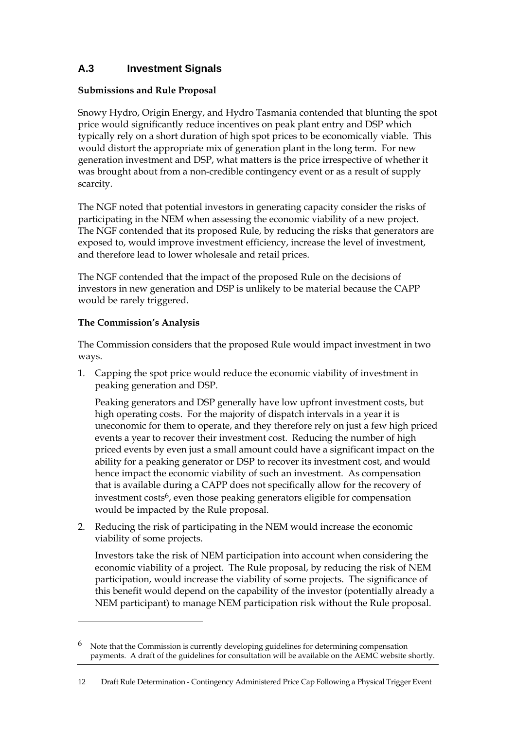## A.3 Investment Signals

**Submissions and Rule Proposal**

Snowy Hydro, Origin Energy, and Hydro Tasmania contended that blunting the spot price would significantly reduce incentives on peak plant entry and DSP which typically rely on a short duration of high spot prices to be economically viable. This would distort the appropriate mix of generation plant in the long term. For new generation investment and DSP, what matters is the price irrespective of whether it was brought about from a non-credible contingency event or as a result of supply scarcity.

The NGF noted that potential investors in generating capacity consider the risks of participating in the NEM when assessing the economic viability of a new project. The NGF contended that its proposed Rule, by reducing the risks that generators are exposed to, would improve investment efficiency, increase the level of investment, and therefore lead to lower wholesale and retail prices.

The NGF contended that the impact of the proposed Rule on the decisions of investors in new generation and DSP is unlikely to be material because the CAPP would be rarely triggered.

**The Commission's Analysis**

The Commission considers that the proposed Rule would impact investment in two ways.

1. Capping the spot price would reduce the economic viability of investment in peaking generation and DSP.

   Peaking generators and DSP generally have low upfront investment costs, but high operating costs. For the majority of dispatch intervals in a year it is uneconomic for them to operate, and they therefore rely on just a few high priced events a year to recover their investment cost. Reducing the number of high priced events by even just a small amount could have a significant impact on the ability for a peaking generator or DSP to recover its investment cost, and would hence impact the economic viability of such an investment. As compensation that is available during a CAPP does not specifically allow for the recovery of investment costs[6], even those peaking generators eligible for compensation would be impacted by the Rule proposal.

2. Reducing the risk of participating in the NEM would increase the economic viability of some projects.

   Investors take the risk of NEM participation into account when considering the economic viability of a project. The Rule proposal, by reducing the risk of NEM participation, would increase the viability of some projects. The significance of this benefit would depend on the capability of the investor (potentially already a NEM participant) to manage NEM participation risk without the Rule proposal.

---

[6] Note that the Commission is currently developing guidelines for determining compensation payments. A draft of the guidelines for consultation will be available on the AEMC website shortly.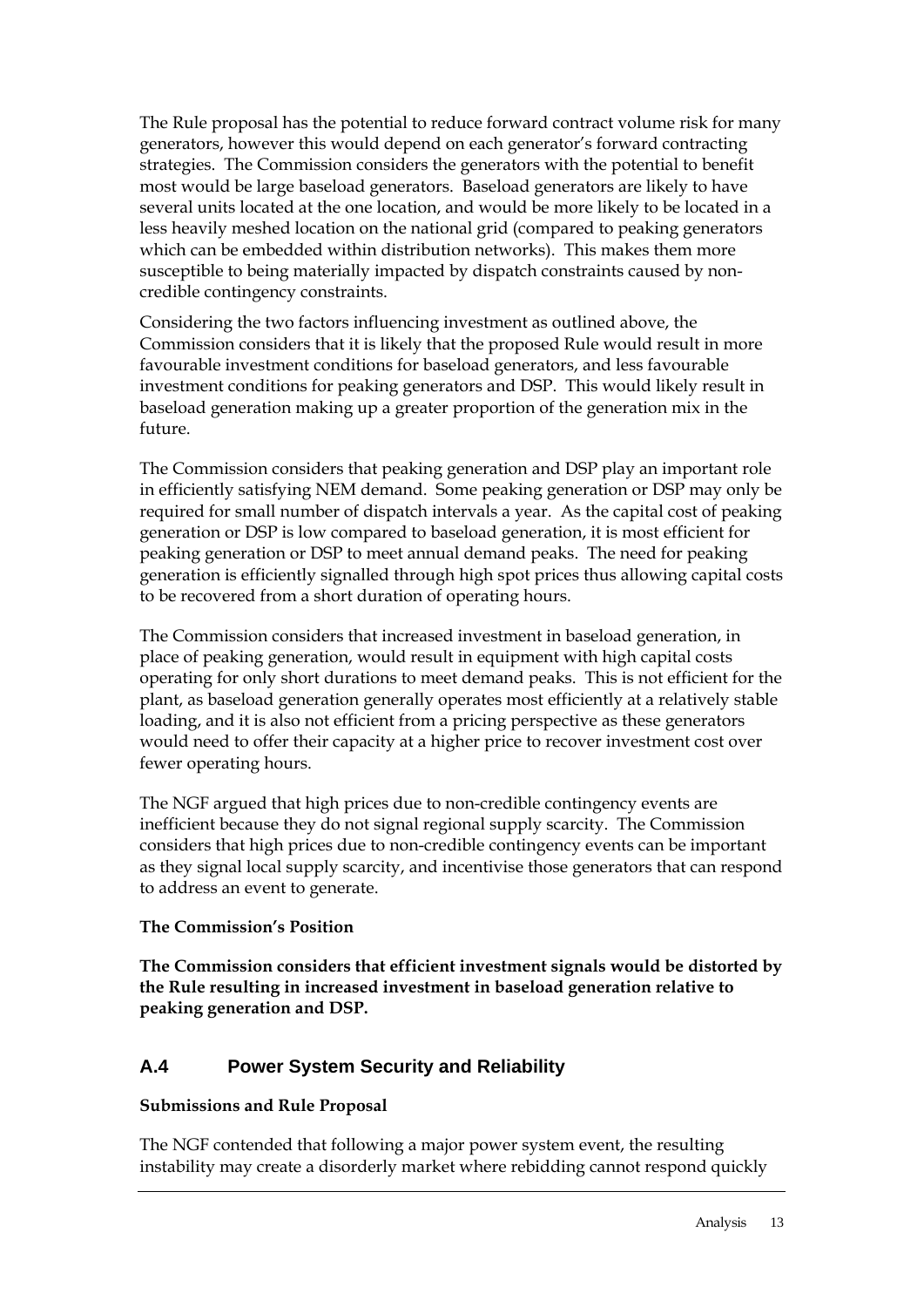The Rule proposal has the potential to reduce forward contract volume risk for many generators, however this would depend on each generator's forward contracting strategies. The Commission considers the generators with the potential to benefit most would be large baseload generators. Baseload generators are likely to have several units located at the one location, and would be more likely to be located in a less heavily meshed location on the national grid (compared to peaking generators which can be embedded within distribution networks). This makes them more susceptible to being materially impacted by dispatch constraints caused by non-credible contingency constraints.

Considering the two factors influencing investment as outlined above, the Commission considers that it is likely that the proposed Rule would result in more favourable investment conditions for baseload generators, and less favourable investment conditions for peaking generators and DSP. This would likely result in baseload generation making up a greater proportion of the generation mix in the future.

The Commission considers that peaking generation and DSP play an important role in efficiently satisfying NEM demand. Some peaking generation or DSP may only be required for small number of dispatch intervals a year. As the capital cost of peaking generation or DSP is low compared to baseload generation, it is most efficient for peaking generation or DSP to meet annual demand peaks. The need for peaking generation is efficiently signalled through high spot prices thus allowing capital costs to be recovered from a short duration of operating hours.

The Commission considers that increased investment in baseload generation, in place of peaking generation, would result in equipment with high capital costs operating for only short durations to meet demand peaks. This is not efficient for the plant, as baseload generation generally operates most efficiently at a relatively stable loading, and it is also not efficient from a pricing perspective as these generators would need to offer their capacity at a higher price to recover investment cost over fewer operating hours.

The NGF argued that high prices due to non-credible contingency events are inefficient because they do not signal regional supply scarcity. The Commission considers that high prices due to non-credible contingency events can be important as they signal local supply scarcity, and incentivise those generators that can respond to address an event to generate.

**The Commission's Position**

**The Commission considers that efficient investment signals would be distorted by the Rule resulting in increased investment in baseload generation relative to peaking generation and DSP.**

## A.4 Power System Security and Reliability

**Submissions and Rule Proposal**

The NGF contended that following a major power system event, the resulting instability may create a disorderly market where rebidding cannot respond quickly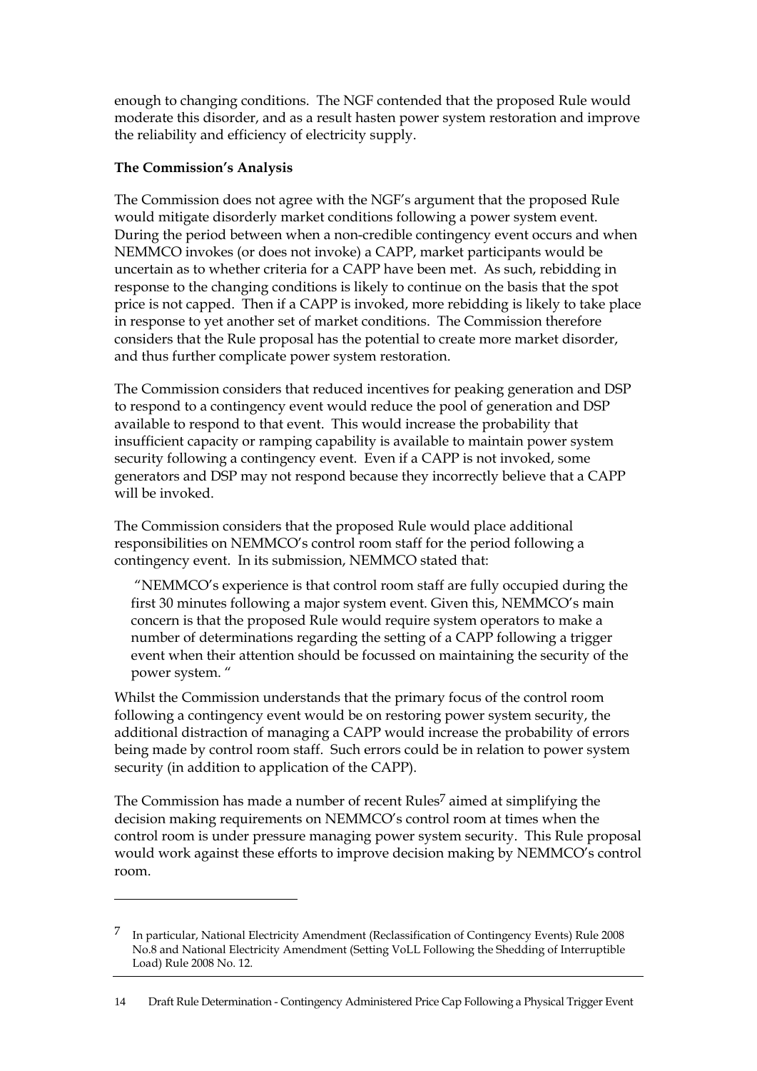enough to changing conditions. The NGF contended that the proposed Rule would moderate this disorder, and as a result hasten power system restoration and improve the reliability and efficiency of electricity supply.

**The Commission's Analysis**

The Commission does not agree with the NGF's argument that the proposed Rule would mitigate disorderly market conditions following a power system event. During the period between when a non-credible contingency event occurs and when NEMMCO invokes (or does not invoke) a CAPP, market participants would be uncertain as to whether criteria for a CAPP have been met. As such, rebidding in response to the changing conditions is likely to continue on the basis that the spot price is not capped. Then if a CAPP is invoked, more rebidding is likely to take place in response to yet another set of market conditions. The Commission therefore considers that the Rule proposal has the potential to create more market disorder, and thus further complicate power system restoration.

The Commission considers that reduced incentives for peaking generation and DSP to respond to a contingency event would reduce the pool of generation and DSP available to respond to that event. This would increase the probability that insufficient capacity or ramping capability is available to maintain power system security following a contingency event. Even if a CAPP is not invoked, some generators and DSP may not respond because they incorrectly believe that a CAPP will be invoked.

The Commission considers that the proposed Rule would place additional responsibilities on NEMMCO's control room staff for the period following a contingency event. In its submission, NEMMCO stated that:

> "NEMMCO's experience is that control room staff are fully occupied during the first 30 minutes following a major system event. Given this, NEMMCO's main concern is that the proposed Rule would require system operators to make a number of determinations regarding the setting of a CAPP following a trigger event when their attention should be focussed on maintaining the security of the power system. "

Whilst the Commission understands that the primary focus of the control room following a contingency event would be on restoring power system security, the additional distraction of managing a CAPP would increase the probability of errors being made by control room staff. Such errors could be in relation to power system security (in addition to application of the CAPP).

The Commission has made a number of recent Rules[7] aimed at simplifying the decision making requirements on NEMMCO's control room at times when the control room is under pressure managing power system security. This Rule proposal would work against these efforts to improve decision making by NEMMCO's control room.

---

[7] In particular, National Electricity Amendment (Reclassification of Contingency Events) Rule 2008 No.8 and National Electricity Amendment (Setting VoLL Following the Shedding of Interruptible Load) Rule 2008 No. 12.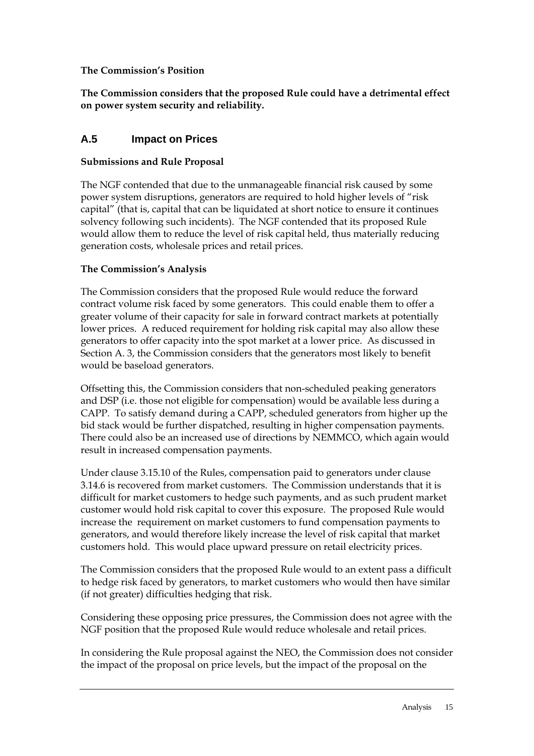**The Commission's Position**

**The Commission considers that the proposed Rule could have a detrimental effect on power system security and reliability.**

## A.5 Impact on Prices

**Submissions and Rule Proposal**

The NGF contended that due to the unmanageable financial risk caused by some power system disruptions, generators are required to hold higher levels of "risk capital" (that is, capital that can be liquidated at short notice to ensure it continues solvency following such incidents). The NGF contended that its proposed Rule would allow them to reduce the level of risk capital held, thus materially reducing generation costs, wholesale prices and retail prices.

**The Commission's Analysis**

The Commission considers that the proposed Rule would reduce the forward contract volume risk faced by some generators. This could enable them to offer a greater volume of their capacity for sale in forward contract markets at potentially lower prices. A reduced requirement for holding risk capital may also allow these generators to offer capacity into the spot market at a lower price. As discussed in Section A. 3, the Commission considers that the generators most likely to benefit would be baseload generators.

Offsetting this, the Commission considers that non-scheduled peaking generators and DSP (i.e. those not eligible for compensation) would be available less during a CAPP. To satisfy demand during a CAPP, scheduled generators from higher up the bid stack would be further dispatched, resulting in higher compensation payments. There could also be an increased use of directions by NEMMCO, which again would result in increased compensation payments.

Under clause 3.15.10 of the Rules, compensation paid to generators under clause 3.14.6 is recovered from market customers. The Commission understands that it is difficult for market customers to hedge such payments, and as such prudent market customer would hold risk capital to cover this exposure. The proposed Rule would increase the requirement on market customers to fund compensation payments to generators, and would therefore likely increase the level of risk capital that market customers hold. This would place upward pressure on retail electricity prices.

The Commission considers that the proposed Rule would to an extent pass a difficult to hedge risk faced by generators, to market customers who would then have similar (if not greater) difficulties hedging that risk.

Considering these opposing price pressures, the Commission does not agree with the NGF position that the proposed Rule would reduce wholesale and retail prices.

In considering the Rule proposal against the NEO, the Commission does not consider the impact of the proposal on price levels, but the impact of the proposal on the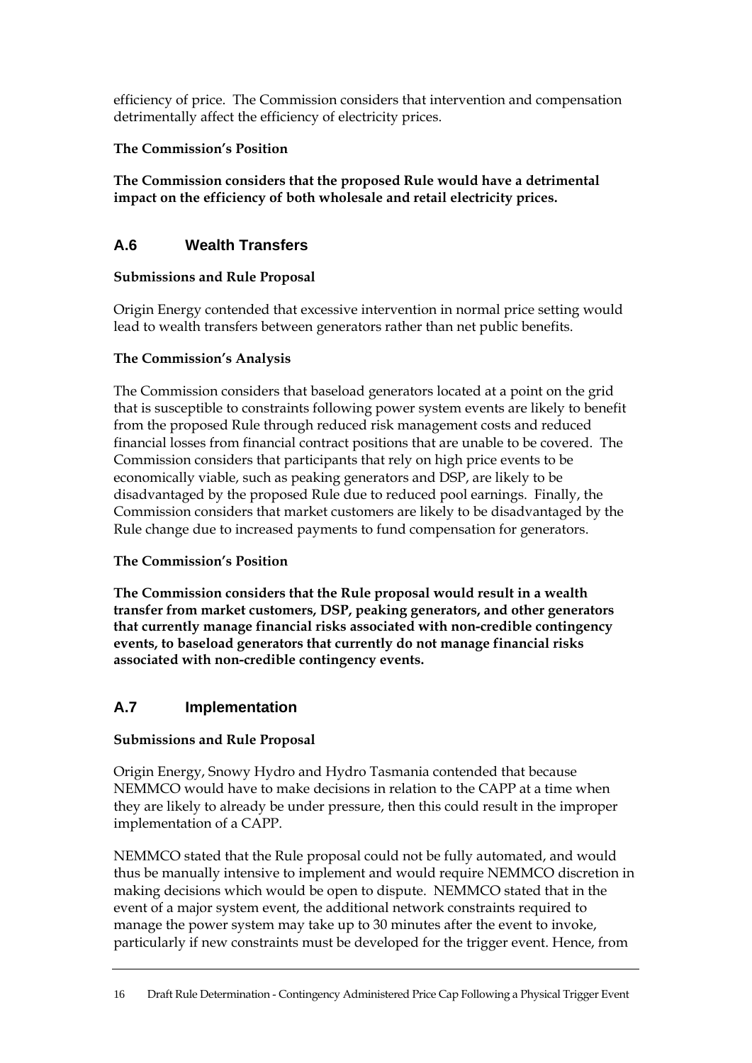efficiency of price. The Commission considers that intervention and compensation detrimentally affect the efficiency of electricity prices.

**The Commission's Position**

**The Commission considers that the proposed Rule would have a detrimental impact on the efficiency of both wholesale and retail electricity prices.**

## A.6 Wealth Transfers

**Submissions and Rule Proposal**

Origin Energy contended that excessive intervention in normal price setting would lead to wealth transfers between generators rather than net public benefits.

**The Commission's Analysis**

The Commission considers that baseload generators located at a point on the grid that is susceptible to constraints following power system events are likely to benefit from the proposed Rule through reduced risk management costs and reduced financial losses from financial contract positions that are unable to be covered. The Commission considers that participants that rely on high price events to be economically viable, such as peaking generators and DSP, are likely to be disadvantaged by the proposed Rule due to reduced pool earnings. Finally, the Commission considers that market customers are likely to be disadvantaged by the Rule change due to increased payments to fund compensation for generators.

**The Commission's Position**

**The Commission considers that the Rule proposal would result in a wealth transfer from market customers, DSP, peaking generators, and other generators that currently manage financial risks associated with non-credible contingency events, to baseload generators that currently do not manage financial risks associated with non-credible contingency events.**

## A.7 Implementation

**Submissions and Rule Proposal**

Origin Energy, Snowy Hydro and Hydro Tasmania contended that because NEMMCO would have to make decisions in relation to the CAPP at a time when they are likely to already be under pressure, then this could result in the improper implementation of a CAPP.

NEMMCO stated that the Rule proposal could not be fully automated, and would thus be manually intensive to implement and would require NEMMCO discretion in making decisions which would be open to dispute. NEMMCO stated that in the event of a major system event, the additional network constraints required to manage the power system may take up to 30 minutes after the event to invoke, particularly if new constraints must be developed for the trigger event. Hence, from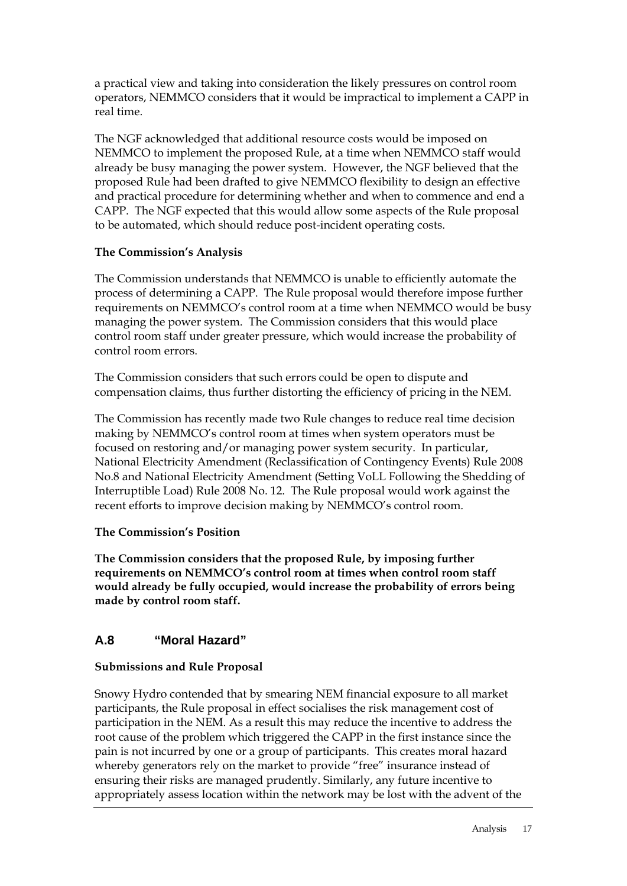a practical view and taking into consideration the likely pressures on control room operators, NEMMCO considers that it would be impractical to implement a CAPP in real time.

The NGF acknowledged that additional resource costs would be imposed on NEMMCO to implement the proposed Rule, at a time when NEMMCO staff would already be busy managing the power system. However, the NGF believed that the proposed Rule had been drafted to give NEMMCO flexibility to design an effective and practical procedure for determining whether and when to commence and end a CAPP. The NGF expected that this would allow some aspects of the Rule proposal to be automated, which should reduce post-incident operating costs.

**The Commission's Analysis**

The Commission understands that NEMMCO is unable to efficiently automate the process of determining a CAPP. The Rule proposal would therefore impose further requirements on NEMMCO's control room at a time when NEMMCO would be busy managing the power system. The Commission considers that this would place control room staff under greater pressure, which would increase the probability of control room errors.

The Commission considers that such errors could be open to dispute and compensation claims, thus further distorting the efficiency of pricing in the NEM.

The Commission has recently made two Rule changes to reduce real time decision making by NEMMCO's control room at times when system operators must be focused on restoring and/or managing power system security. In particular, National Electricity Amendment (Reclassification of Contingency Events) Rule 2008 No.8 and National Electricity Amendment (Setting VoLL Following the Shedding of Interruptible Load) Rule 2008 No. 12. The Rule proposal would work against the recent efforts to improve decision making by NEMMCO's control room.

**The Commission's Position**

**The Commission considers that the proposed Rule, by imposing further requirements on NEMMCO's control room at times when control room staff would already be fully occupied, would increase the probability of errors being made by control room staff.**

## A.8 "Moral Hazard"

**Submissions and Rule Proposal**

Snowy Hydro contended that by smearing NEM financial exposure to all market participants, the Rule proposal in effect socialises the risk management cost of participation in the NEM. As a result this may reduce the incentive to address the root cause of the problem which triggered the CAPP in the first instance since the pain is not incurred by one or a group of participants. This creates moral hazard whereby generators rely on the market to provide "free" insurance instead of ensuring their risks are managed prudently. Similarly, any future incentive to appropriately assess location within the network may be lost with the advent of the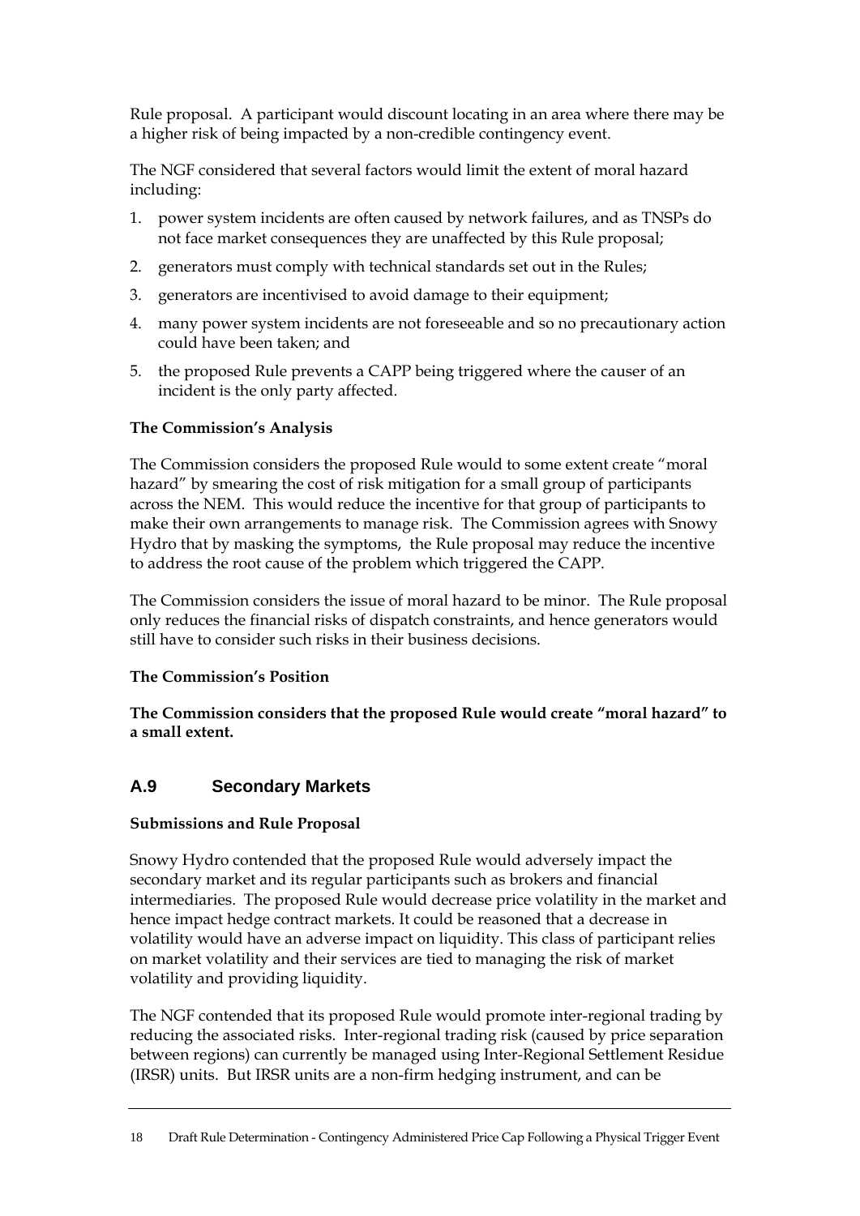Rule proposal. A participant would discount locating in an area where there may be a higher risk of being impacted by a non-credible contingency event.

The NGF considered that several factors would limit the extent of moral hazard including:

1. power system incidents are often caused by network failures, and as TNSPs do not face market consequences they are unaffected by this Rule proposal;
2. generators must comply with technical standards set out in the Rules;
3. generators are incentivised to avoid damage to their equipment;
4. many power system incidents are not foreseeable and so no precautionary action could have been taken; and
5. the proposed Rule prevents a CAPP being triggered where the causer of an incident is the only party affected.

**The Commission's Analysis**

The Commission considers the proposed Rule would to some extent create "moral hazard" by smearing the cost of risk mitigation for a small group of participants across the NEM. This would reduce the incentive for that group of participants to make their own arrangements to manage risk. The Commission agrees with Snowy Hydro that by masking the symptoms, the Rule proposal may reduce the incentive to address the root cause of the problem which triggered the CAPP.

The Commission considers the issue of moral hazard to be minor. The Rule proposal only reduces the financial risks of dispatch constraints, and hence generators would still have to consider such risks in their business decisions.

**The Commission's Position**

**The Commission considers that the proposed Rule would create "moral hazard" to a small extent.**

## A.9 Secondary Markets

**Submissions and Rule Proposal**

Snowy Hydro contended that the proposed Rule would adversely impact the secondary market and its regular participants such as brokers and financial intermediaries. The proposed Rule would decrease price volatility in the market and hence impact hedge contract markets. It could be reasoned that a decrease in volatility would have an adverse impact on liquidity. This class of participant relies on market volatility and their services are tied to managing the risk of market volatility and providing liquidity.

The NGF contended that its proposed Rule would promote inter-regional trading by reducing the associated risks. Inter-regional trading risk (caused by price separation between regions) can currently be managed using Inter-Regional Settlement Residue (IRSR) units. But IRSR units are a non-firm hedging instrument, and can be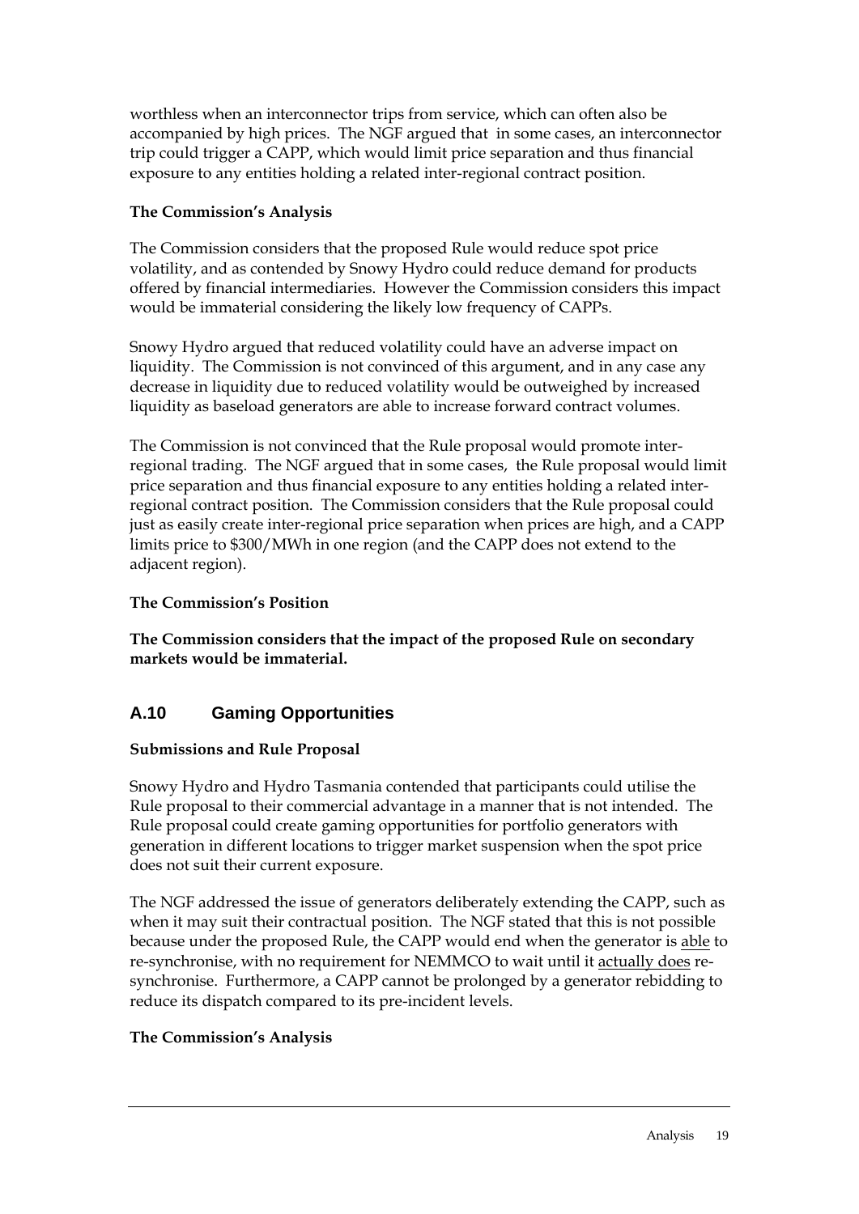worthless when an interconnector trips from service, which can often also be accompanied by high prices. The NGF argued that in some cases, an interconnector trip could trigger a CAPP, which would limit price separation and thus financial exposure to any entities holding a related inter-regional contract position.

**The Commission's Analysis**

The Commission considers that the proposed Rule would reduce spot price volatility, and as contended by Snowy Hydro could reduce demand for products offered by financial intermediaries. However the Commission considers this impact would be immaterial considering the likely low frequency of CAPPs.

Snowy Hydro argued that reduced volatility could have an adverse impact on liquidity. The Commission is not convinced of this argument, and in any case any decrease in liquidity due to reduced volatility would be outweighed by increased liquidity as baseload generators are able to increase forward contract volumes.

The Commission is not convinced that the Rule proposal would promote inter-regional trading. The NGF argued that in some cases, the Rule proposal would limit price separation and thus financial exposure to any entities holding a related inter-regional contract position. The Commission considers that the Rule proposal could just as easily create inter-regional price separation when prices are high, and a CAPP limits price to $300/MWh in one region (and the CAPP does not extend to the adjacent region).

**The Commission's Position**

**The Commission considers that the impact of the proposed Rule on secondary markets would be immaterial.**

## A.10 Gaming Opportunities

**Submissions and Rule Proposal**

Snowy Hydro and Hydro Tasmania contended that participants could utilise the Rule proposal to their commercial advantage in a manner that is not intended. The Rule proposal could create gaming opportunities for portfolio generators with generation in different locations to trigger market suspension when the spot price does not suit their current exposure.

The NGF addressed the issue of generators deliberately extending the CAPP, such as when it may suit their contractual position. The NGF stated that this is not possible because under the proposed Rule, the CAPP would end when the generator is <u>able</u> to re-synchronise, with no requirement for NEMMCO to wait until it <u>actually does</u> re-synchronise. Furthermore, a CAPP cannot be prolonged by a generator rebidding to reduce its dispatch compared to its pre-incident levels.

**The Commission's Analysis**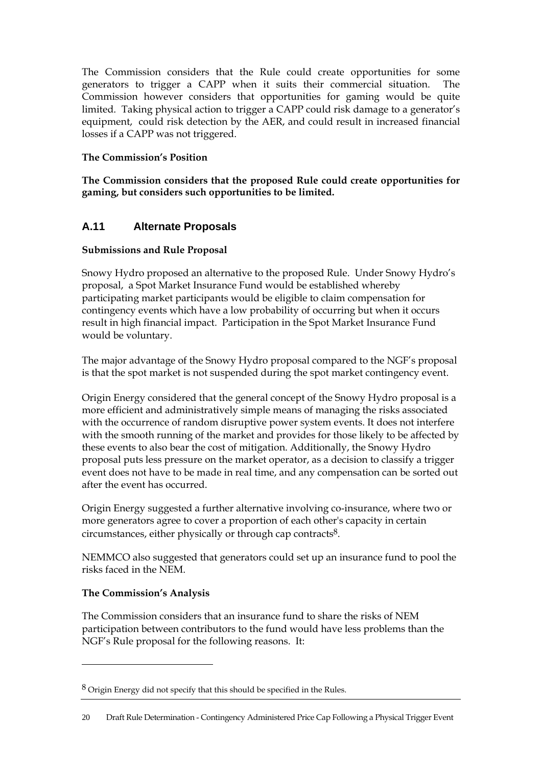The Commission considers that the Rule could create opportunities for some generators to trigger a CAPP when it suits their commercial situation. The Commission however considers that opportunities for gaming would be quite limited. Taking physical action to trigger a CAPP could risk damage to a generator's equipment, could risk detection by the AER, and could result in increased financial losses if a CAPP was not triggered.

**The Commission's Position**

**The Commission considers that the proposed Rule could create opportunities for gaming, but considers such opportunities to be limited.**

## A.11 Alternate Proposals

**Submissions and Rule Proposal**

Snowy Hydro proposed an alternative to the proposed Rule. Under Snowy Hydro's proposal, a Spot Market Insurance Fund would be established whereby participating market participants would be eligible to claim compensation for contingency events which have a low probability of occurring but when it occurs result in high financial impact. Participation in the Spot Market Insurance Fund would be voluntary.

The major advantage of the Snowy Hydro proposal compared to the NGF's proposal is that the spot market is not suspended during the spot market contingency event.

Origin Energy considered that the general concept of the Snowy Hydro proposal is a more efficient and administratively simple means of managing the risks associated with the occurrence of random disruptive power system events. It does not interfere with the smooth running of the market and provides for those likely to be affected by these events to also bear the cost of mitigation. Additionally, the Snowy Hydro proposal puts less pressure on the market operator, as a decision to classify a trigger event does not have to be made in real time, and any compensation can be sorted out after the event has occurred.

Origin Energy suggested a further alternative involving co-insurance, where two or more generators agree to cover a proportion of each other's capacity in certain circumstances, either physically or through cap contracts[8].

NEMMCO also suggested that generators could set up an insurance fund to pool the risks faced in the NEM.

**The Commission's Analysis**

The Commission considers that an insurance fund to share the risks of NEM participation between contributors to the fund would have less problems than the NGF's Rule proposal for the following reasons. It:

[8] Origin Energy did not specify that this should be specified in the Rules.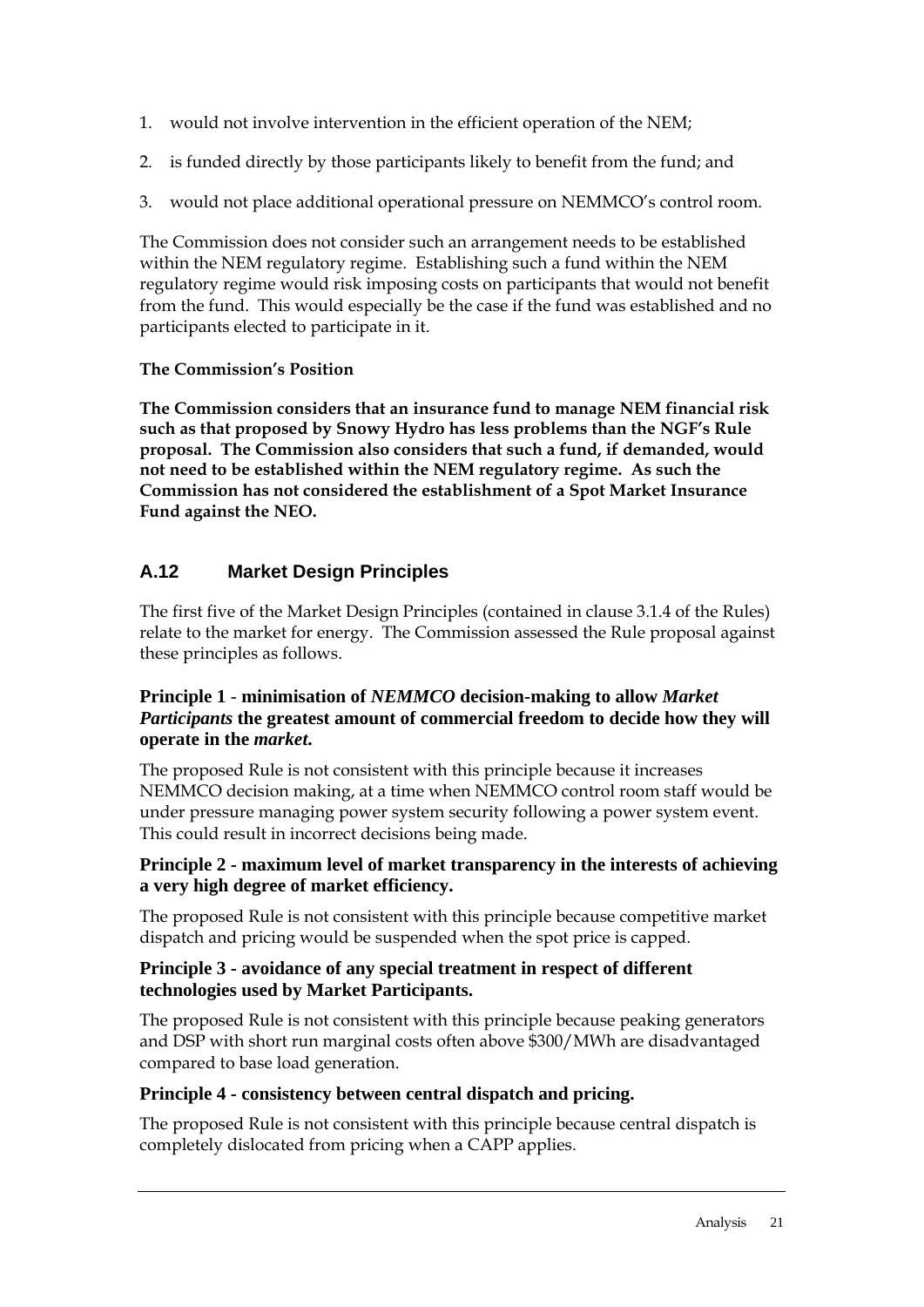1. would not involve intervention in the efficient operation of the NEM;
2. is funded directly by those participants likely to benefit from the fund; and
3. would not place additional operational pressure on NEMMCO's control room.

The Commission does not consider such an arrangement needs to be established within the NEM regulatory regime. Establishing such a fund within the NEM regulatory regime would risk imposing costs on participants that would not benefit from the fund. This would especially be the case if the fund was established and no participants elected to participate in it.

**The Commission's Position**

**The Commission considers that an insurance fund to manage NEM financial risk such as that proposed by Snowy Hydro has less problems than the NGF's Rule proposal. The Commission also considers that such a fund, if demanded, would not need to be established within the NEM regulatory regime. As such the Commission has not considered the establishment of a Spot Market Insurance Fund against the NEO.**

## A.12 Market Design Principles

The first five of the Market Design Principles (contained in clause 3.1.4 of the Rules) relate to the market for energy. The Commission assessed the Rule proposal against these principles as follows.

**Principle 1 - minimisation of *NEMMCO* decision-making to allow *Market Participants* the greatest amount of commercial freedom to decide how they will operate in the *market*.**

The proposed Rule is not consistent with this principle because it increases NEMMCO decision making, at a time when NEMMCO control room staff would be under pressure managing power system security following a power system event. This could result in incorrect decisions being made.

**Principle 2 - maximum level of market transparency in the interests of achieving a very high degree of market efficiency.**

The proposed Rule is not consistent with this principle because competitive market dispatch and pricing would be suspended when the spot price is capped.

**Principle 3 - avoidance of any special treatment in respect of different technologies used by Market Participants.**

The proposed Rule is not consistent with this principle because peaking generators and DSP with short run marginal costs often above $300/MWh are disadvantaged compared to base load generation.

**Principle 4 - consistency between central dispatch and pricing.**

The proposed Rule is not consistent with this principle because central dispatch is completely dislocated from pricing when a CAPP applies.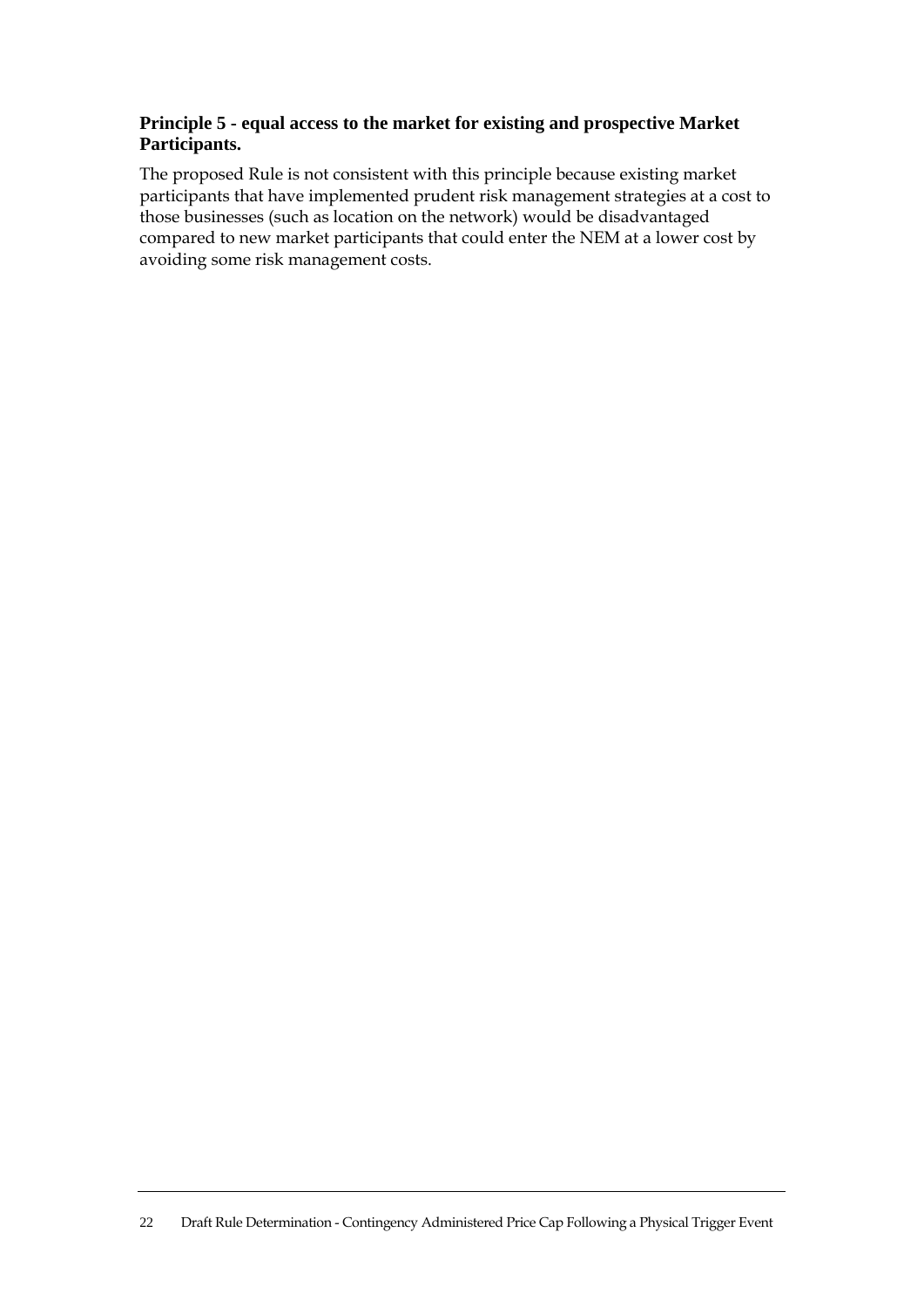**Principle 5 - equal access to the market for existing and prospective Market Participants.**

The proposed Rule is not consistent with this principle because existing market participants that have implemented prudent risk management strategies at a cost to those businesses (such as location on the network) would be disadvantaged compared to new market participants that could enter the NEM at a lower cost by avoiding some risk management costs.